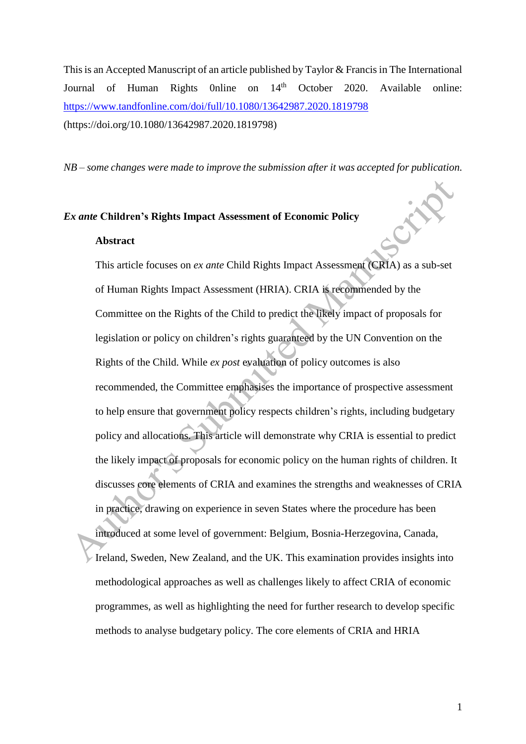This is an Accepted Manuscript of an article published by Taylor & Francis in The International Journal of Human Rights 0nline on 14th October 2020. Available online: https://www.tandfonline.com/doi/full/10.1080/13642987.2020.1819798 (https://doi.org/10.1080/13642987.2020.1819798)

*NB – some changes were made to improve the submission after it was accepted for publication.*

# *Ex ante* Children's Rights Impact Assessment of Economic Policy

## Abstract

This article focuses on *ex ante* Child Rights Impact Assessment (CRIA) as a sub-set of Human Rights Impact Assessment (HRIA). CRIA is recommended by the Committee on the Rights of the Child to predict the likely impact of proposals for legislation or policy on children's rights guaranteed by the UN Convention on the Rights of the Child. While *ex post* evaluation of policy outcomes is also recommended, the Committee emphasises the importance of prospective assessment to help ensure that government policy respects children's rights, including budgetary policy and allocations. This article will demonstrate why CRIA is essential to predict the likely impact of proposals for economic policy on the human rights of children. It discusses core elements of CRIA and examines the strengths and weaknesses of CRIA in practice, drawing on experience in seven States where the procedure has been introduced at some level of government: Belgium, Bosnia-Herzegovina, Canada, Ireland, Sweden, New Zealand, and the UK. This examination provides insights into methodological approaches as well as challenges likely to affect CRIA of economic programmes, as well as highlighting the need for further research to develop specific methods to analyse budgetary policy. The core elements of CRIA and HRIA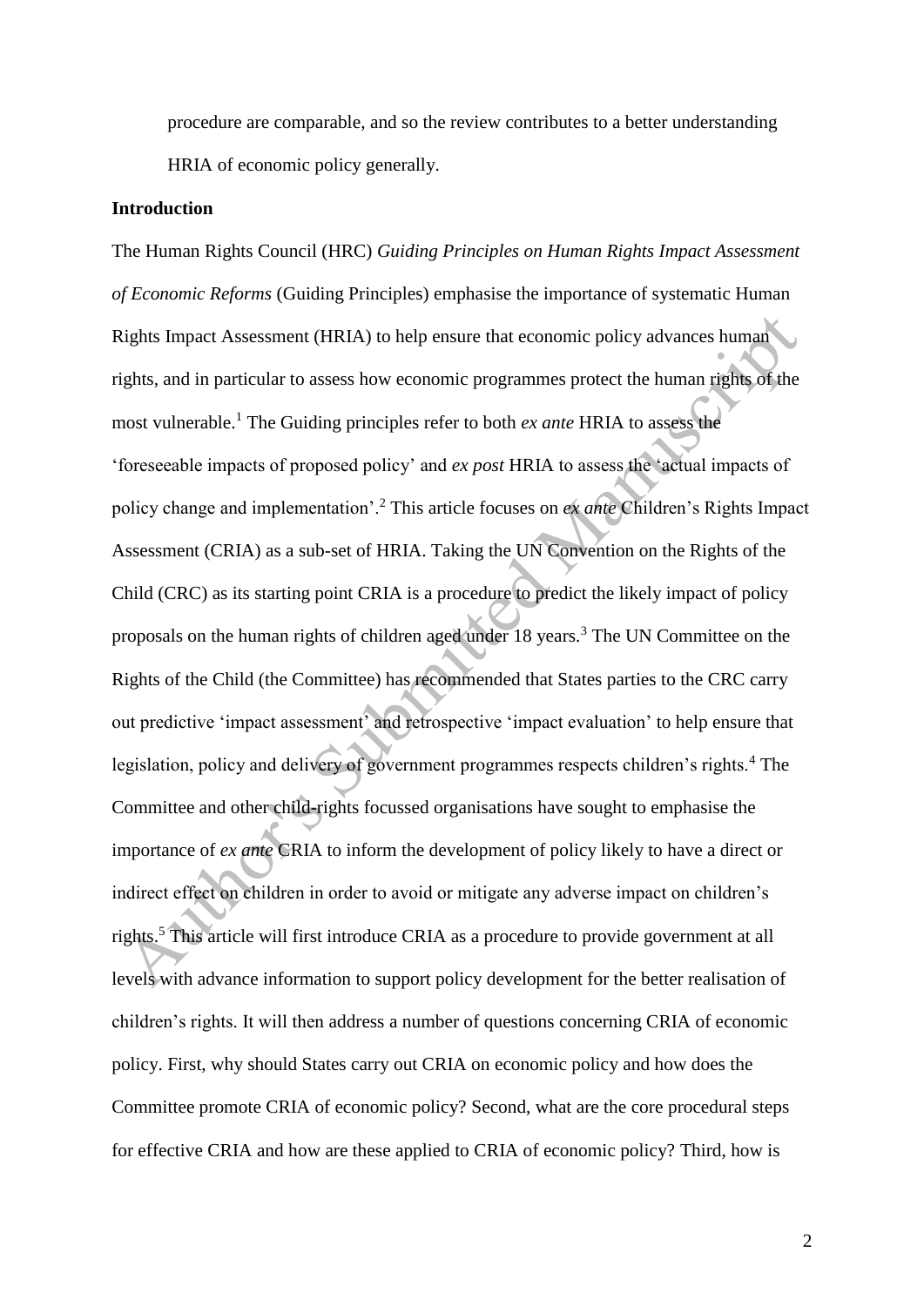procedure are comparable, and so the review contributes to a better understanding HRIA of economic policy generally.

**Introduction**

The Human Rights Council (HRC) *Guiding Principles on Human Rights Impact Assessment of Economic Reforms* (Guiding Principles) emphasise the importance of systematic Human Rights Impact Assessment (HRIA) to help ensure that economic policy advances human rights, and in particular to assess how economic programmes protect the human rights of the most vulnerable.[1] The Guiding principles refer to both *ex ante* HRIA to assess the 'foreseeable impacts of proposed policy' and *ex post* HRIA to assess the 'actual impacts of policy change and implementation'.[2] This article focuses on *ex ante* Children's Rights Impact Assessment (CRIA) as a sub-set of HRIA. Taking the UN Convention on the Rights of the Child (CRC) as its starting point CRIA is a procedure to predict the likely impact of policy proposals on the human rights of children aged under 18 years.[3] The UN Committee on the Rights of the Child (the Committee) has recommended that States parties to the CRC carry out predictive 'impact assessment' and retrospective 'impact evaluation' to help ensure that legislation, policy and delivery of government programmes respects children's rights.[4] The Committee and other child-rights focussed organisations have sought to emphasise the importance of *ex ante* CRIA to inform the development of policy likely to have a direct or indirect effect on children in order to avoid or mitigate any adverse impact on children's rights.[5] This article will first introduce CRIA as a procedure to provide government at all levels with advance information to support policy development for the better realisation of children's rights. It will then address a number of questions concerning CRIA of economic policy. First, why should States carry out CRIA on economic policy and how does the Committee promote CRIA of economic policy? Second, what are the core procedural steps for effective CRIA and how are these applied to CRIA of economic policy? Third, how is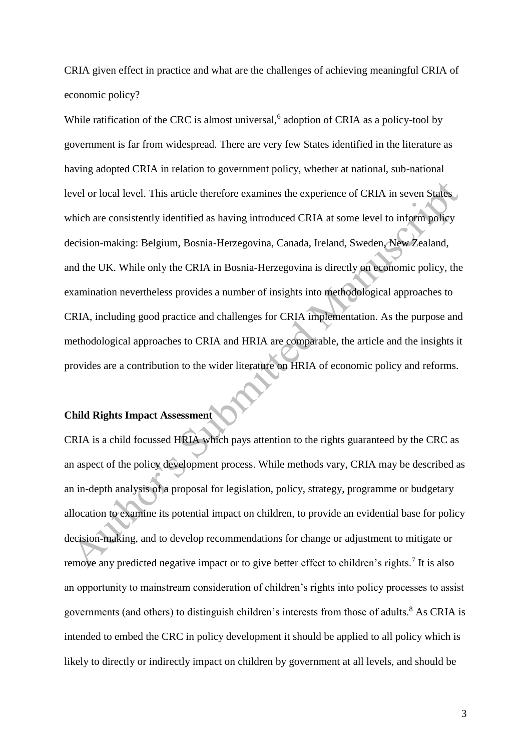CRIA given effect in practice and what are the challenges of achieving meaningful CRIA of economic policy?

While ratification of the CRC is almost universal,[6] adoption of CRIA as a policy-tool by government is far from widespread. There are very few States identified in the literature as having adopted CRIA in relation to government policy, whether at national, sub-national level or local level. This article therefore examines the experience of CRIA in seven States which are consistently identified as having introduced CRIA at some level to inform policy decision-making: Belgium, Bosnia-Herzegovina, Canada, Ireland, Sweden, New Zealand, and the UK. While only the CRIA in Bosnia-Herzegovina is directly on economic policy, the examination nevertheless provides a number of insights into methodological approaches to CRIA, including good practice and challenges for CRIA implementation. As the purpose and methodological approaches to CRIA and HRIA are comparable, the article and the insights it provides are a contribution to the wider literature on HRIA of economic policy and reforms.

## Child Rights Impact Assessment

CRIA is a child focussed HRIA which pays attention to the rights guaranteed by the CRC as an aspect of the policy development process. While methods vary, CRIA may be described as an in-depth analysis of a proposal for legislation, policy, strategy, programme or budgetary allocation to examine its potential impact on children, to provide an evidential base for policy decision-making, and to develop recommendations for change or adjustment to mitigate or remove any predicted negative impact or to give better effect to children's rights.[7] It is also an opportunity to mainstream consideration of children's rights into policy processes to assist governments (and others) to distinguish children's interests from those of adults.[8] As CRIA is intended to embed the CRC in policy development it should be applied to all policy which is likely to directly or indirectly impact on children by government at all levels, and should be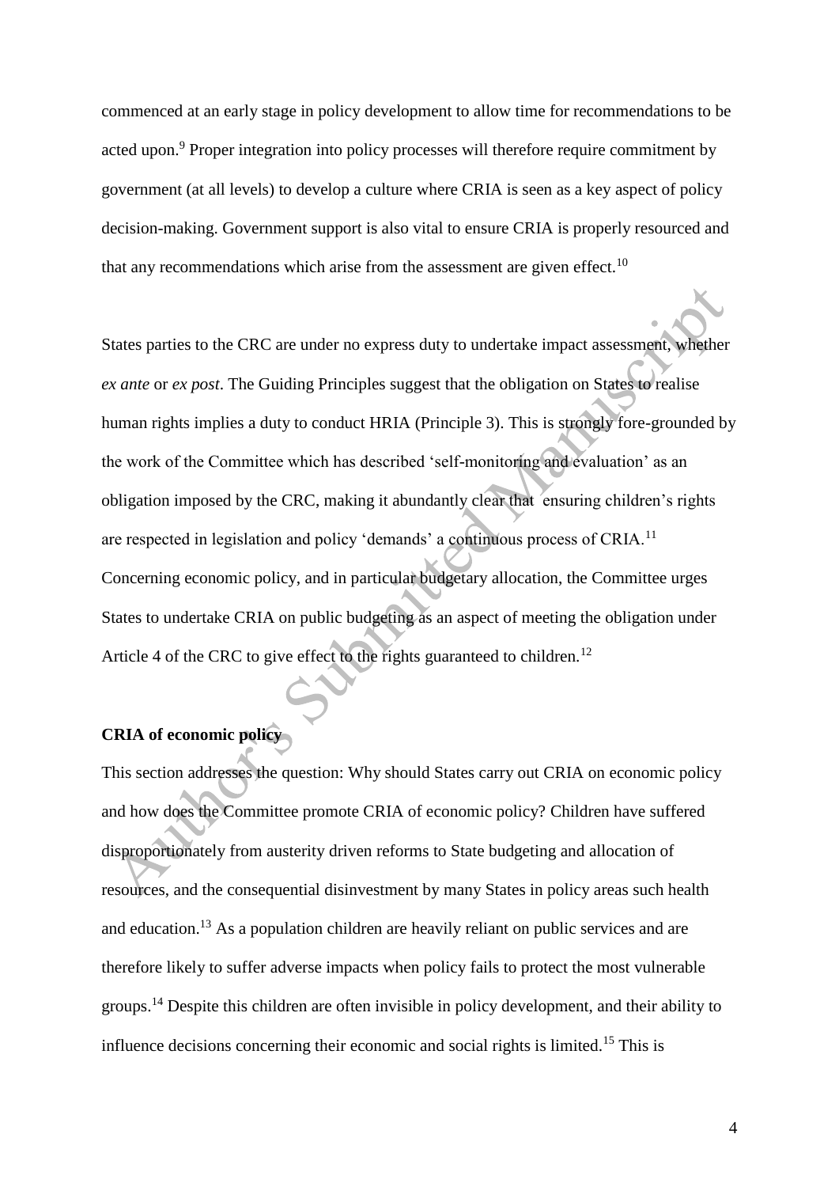commenced at an early stage in policy development to allow time for recommendations to be acted upon.[9] Proper integration into policy processes will therefore require commitment by government (at all levels) to develop a culture where CRIA is seen as a key aspect of policy decision-making. Government support is also vital to ensure CRIA is properly resourced and that any recommendations which arise from the assessment are given effect.[10]

States parties to the CRC are under no express duty to undertake impact assessment, whether *ex ante* or *ex post*. The Guiding Principles suggest that the obligation on States to realise human rights implies a duty to conduct HRIA (Principle 3). This is strongly fore-grounded by the work of the Committee which has described 'self-monitoring and evaluation' as an obligation imposed by the CRC, making it abundantly clear that ensuring children's rights are respected in legislation and policy 'demands' a continuous process of CRIA.[11] Concerning economic policy, and in particular budgetary allocation, the Committee urges States to undertake CRIA on public budgeting as an aspect of meeting the obligation under Article 4 of the CRC to give effect to the rights guaranteed to children.[12]

**CRIA of economic policy**

This section addresses the question: Why should States carry out CRIA on economic policy and how does the Committee promote CRIA of economic policy? Children have suffered disproportionately from austerity driven reforms to State budgeting and allocation of resources, and the consequential disinvestment by many States in policy areas such health and education.[13] As a population children are heavily reliant on public services and are therefore likely to suffer adverse impacts when policy fails to protect the most vulnerable groups.[14] Despite this children are often invisible in policy development, and their ability to influence decisions concerning their economic and social rights is limited.[15] This is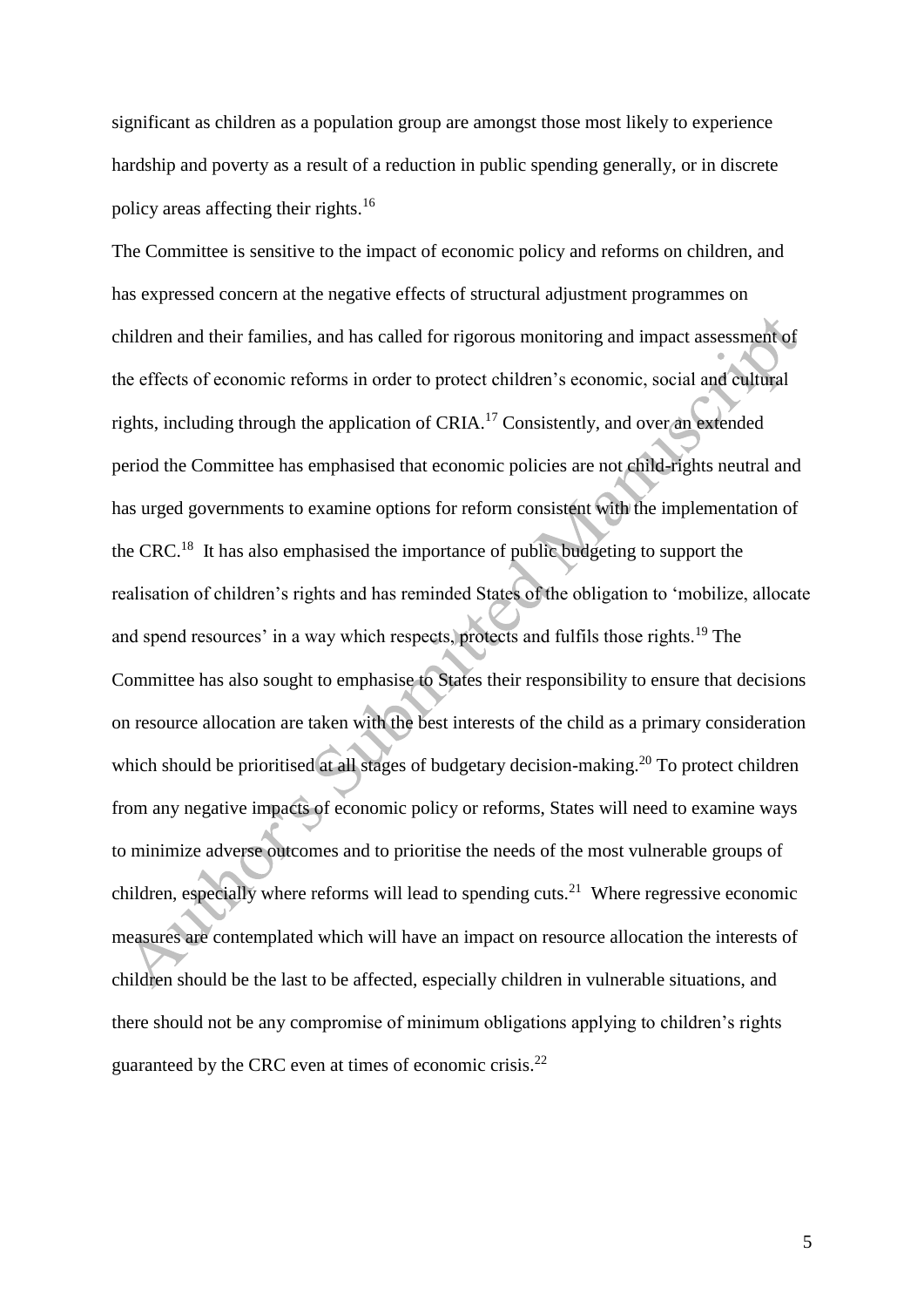significant as children as a population group are amongst those most likely to experience hardship and poverty as a result of a reduction in public spending generally, or in discrete policy areas affecting their rights.[16]

The Committee is sensitive to the impact of economic policy and reforms on children, and has expressed concern at the negative effects of structural adjustment programmes on children and their families, and has called for rigorous monitoring and impact assessment of the effects of economic reforms in order to protect children's economic, social and cultural rights, including through the application of CRIA.[17] Consistently, and over an extended period the Committee has emphasised that economic policies are not child-rights neutral and has urged governments to examine options for reform consistent with the implementation of the CRC.[18] It has also emphasised the importance of public budgeting to support the realisation of children's rights and has reminded States of the obligation to 'mobilize, allocate and spend resources' in a way which respects, protects and fulfils those rights.[19] The Committee has also sought to emphasise to States their responsibility to ensure that decisions on resource allocation are taken with the best interests of the child as a primary consideration which should be prioritised at all stages of budgetary decision-making.[20] To protect children from any negative impacts of economic policy or reforms, States will need to examine ways to minimize adverse outcomes and to prioritise the needs of the most vulnerable groups of children, especially where reforms will lead to spending cuts.[21] Where regressive economic measures are contemplated which will have an impact on resource allocation the interests of children should be the last to be affected, especially children in vulnerable situations, and there should not be any compromise of minimum obligations applying to children's rights guaranteed by the CRC even at times of economic crisis.[22]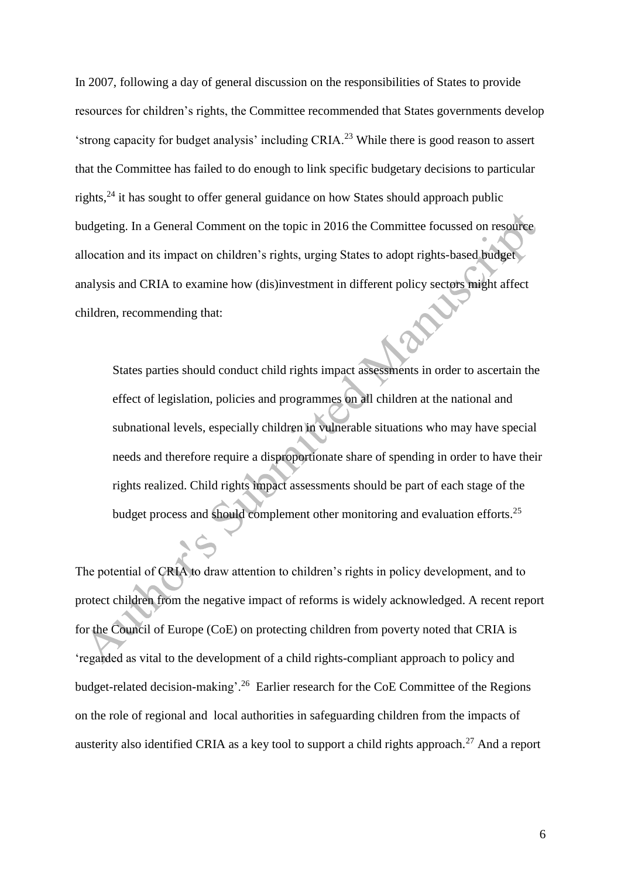In 2007, following a day of general discussion on the responsibilities of States to provide resources for children's rights, the Committee recommended that States governments develop 'strong capacity for budget analysis' including CRIA.[23] While there is good reason to assert that the Committee has failed to do enough to link specific budgetary decisions to particular rights,[24] it has sought to offer general guidance on how States should approach public budgeting. In a General Comment on the topic in 2016 the Committee focussed on resource allocation and its impact on children's rights, urging States to adopt rights-based budget analysis and CRIA to examine how (dis)investment in different policy sectors might affect children, recommending that:

> States parties should conduct child rights impact assessments in order to ascertain the effect of legislation, policies and programmes on all children at the national and subnational levels, especially children in vulnerable situations who may have special needs and therefore require a disproportionate share of spending in order to have their rights realized. Child rights impact assessments should be part of each stage of the budget process and should complement other monitoring and evaluation efforts.[25]

The potential of CRIA to draw attention to children's rights in policy development, and to protect children from the negative impact of reforms is widely acknowledged. A recent report for the Council of Europe (CoE) on protecting children from poverty noted that CRIA is 'regarded as vital to the development of a child rights-compliant approach to policy and budget-related decision-making'.[26] Earlier research for the CoE Committee of the Regions on the role of regional and local authorities in safeguarding children from the impacts of austerity also identified CRIA as a key tool to support a child rights approach.[27] And a report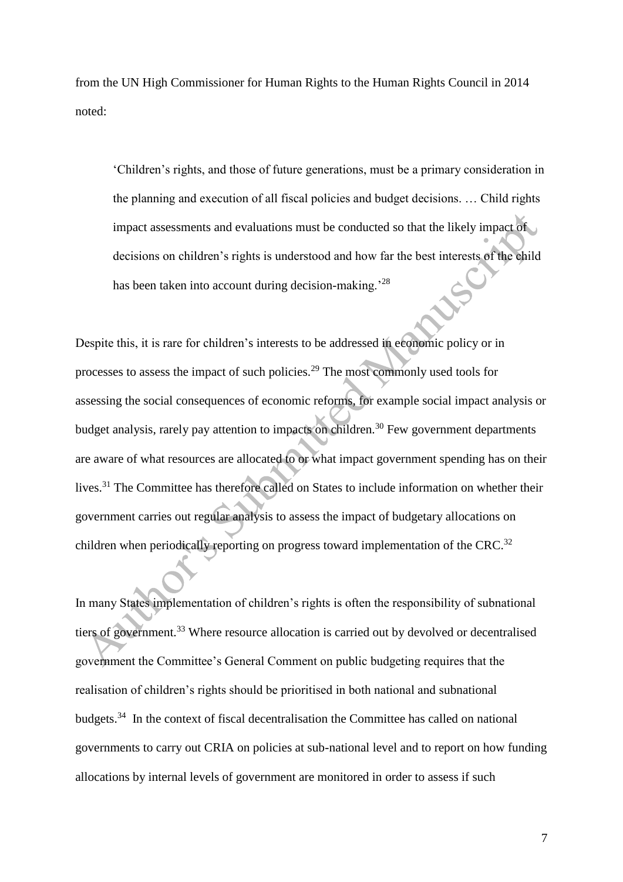from the UN High Commissioner for Human Rights to the Human Rights Council in 2014 noted:

> 'Children's rights, and those of future generations, must be a primary consideration in the planning and execution of all fiscal policies and budget decisions. … Child rights impact assessments and evaluations must be conducted so that the likely impact of decisions on children's rights is understood and how far the best interests of the child has been taken into account during decision-making.'[28]

Despite this, it is rare for children's interests to be addressed in economic policy or in processes to assess the impact of such policies.[29] The most commonly used tools for assessing the social consequences of economic reforms, for example social impact analysis or budget analysis, rarely pay attention to impacts on children.[30] Few government departments are aware of what resources are allocated to or what impact government spending has on their lives.[31] The Committee has therefore called on States to include information on whether their government carries out regular analysis to assess the impact of budgetary allocations on children when periodically reporting on progress toward implementation of the CRC.[32]

In many States implementation of children's rights is often the responsibility of subnational tiers of government.[33] Where resource allocation is carried out by devolved or decentralised government the Committee's General Comment on public budgeting requires that the realisation of children's rights should be prioritised in both national and subnational budgets.[34] In the context of fiscal decentralisation the Committee has called on national governments to carry out CRIA on policies at sub-national level and to report on how funding allocations by internal levels of government are monitored in order to assess if such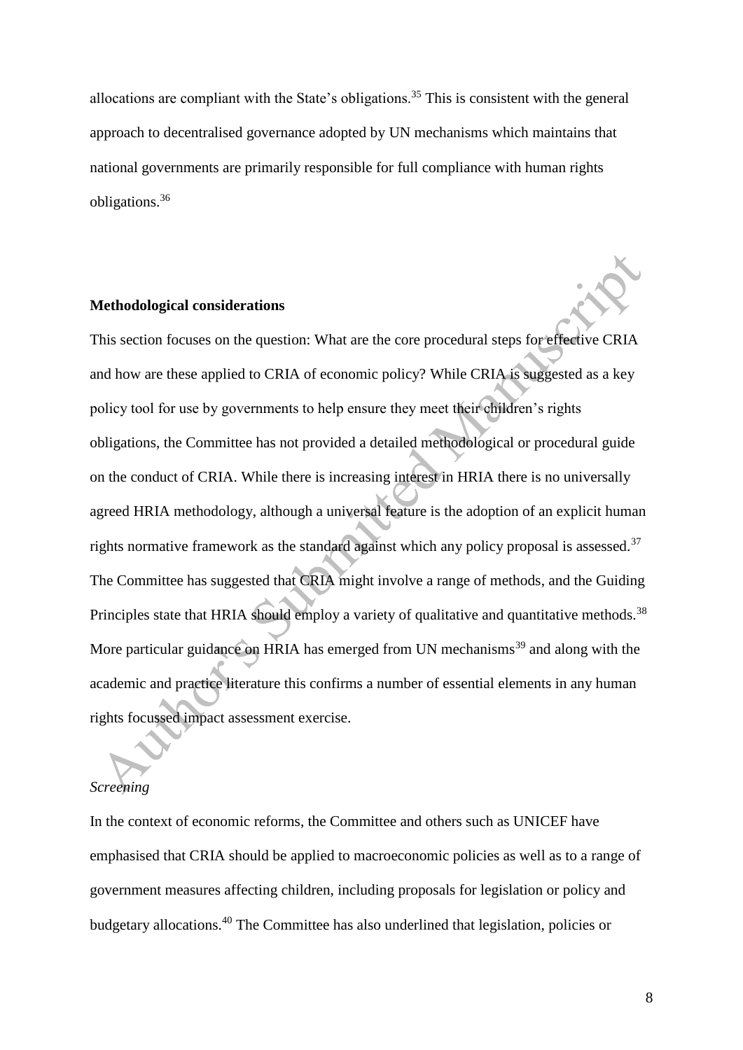allocations are compliant with the State's obligations.[35] This is consistent with the general approach to decentralised governance adopted by UN mechanisms which maintains that national governments are primarily responsible for full compliance with human rights obligations.[36]

**Methodological considerations**

This section focuses on the question: What are the core procedural steps for effective CRIA and how are these applied to CRIA of economic policy? While CRIA is suggested as a key policy tool for use by governments to help ensure they meet their children's rights obligations, the Committee has not provided a detailed methodological or procedural guide on the conduct of CRIA. While there is increasing interest in HRIA there is no universally agreed HRIA methodology, although a universal feature is the adoption of an explicit human rights normative framework as the standard against which any policy proposal is assessed.[37] The Committee has suggested that CRIA might involve a range of methods, and the Guiding Principles state that HRIA should employ a variety of qualitative and quantitative methods.[38] More particular guidance on HRIA has emerged from UN mechanisms[39] and along with the academic and practice literature this confirms a number of essential elements in any human rights focussed impact assessment exercise.

*Screening*

In the context of economic reforms, the Committee and others such as UNICEF have emphasised that CRIA should be applied to macroeconomic policies as well as to a range of government measures affecting children, including proposals for legislation or policy and budgetary allocations.[40] The Committee has also underlined that legislation, policies or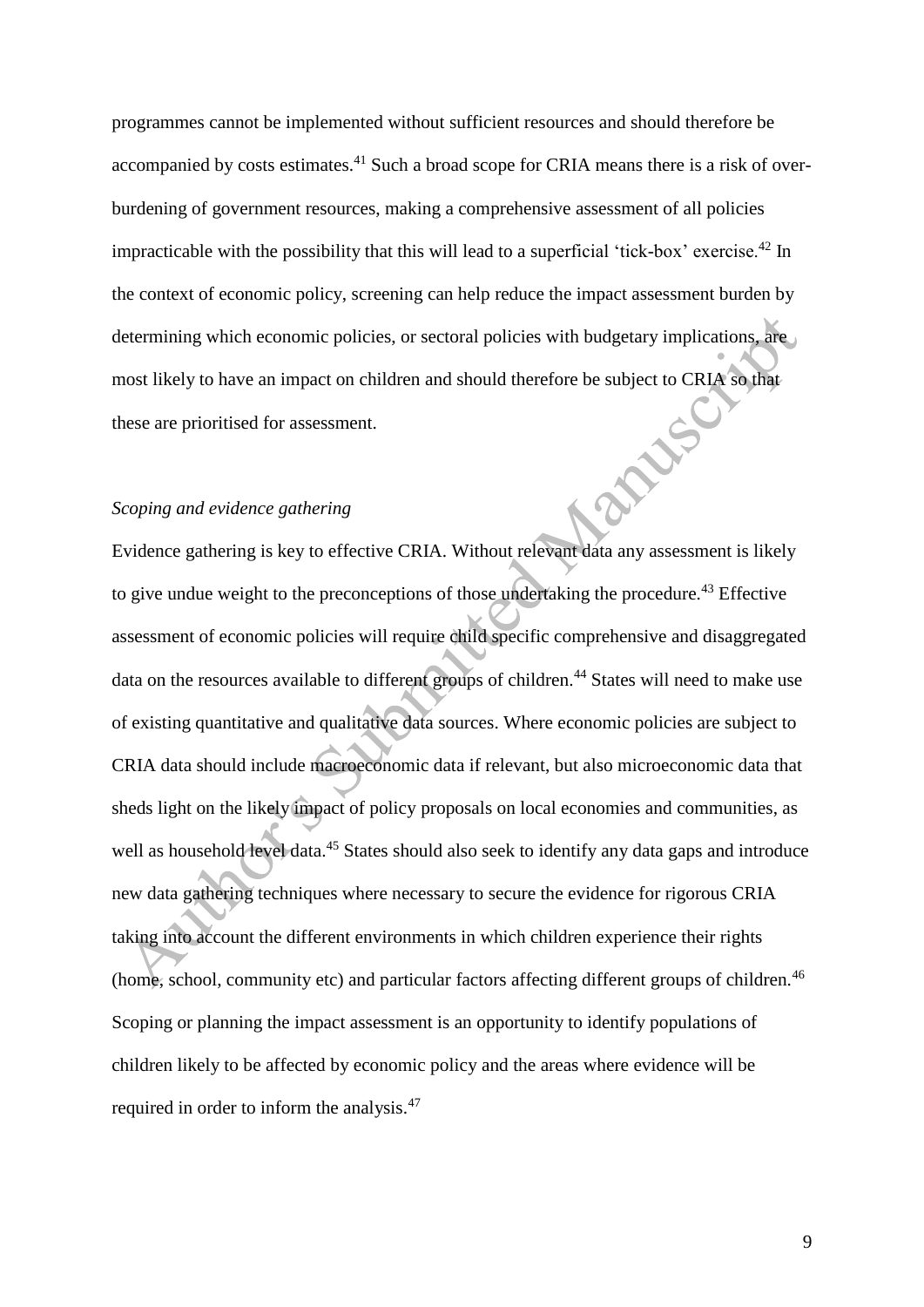programmes cannot be implemented without sufficient resources and should therefore be accompanied by costs estimates.[41] Such a broad scope for CRIA means there is a risk of over-burdening of government resources, making a comprehensive assessment of all policies impracticable with the possibility that this will lead to a superficial 'tick-box' exercise.[42] In the context of economic policy, screening can help reduce the impact assessment burden by determining which economic policies, or sectoral policies with budgetary implications, are most likely to have an impact on children and should therefore be subject to CRIA so that these are prioritised for assessment.

*Scoping and evidence gathering*

Evidence gathering is key to effective CRIA. Without relevant data any assessment is likely to give undue weight to the preconceptions of those undertaking the procedure.[43] Effective assessment of economic policies will require child specific comprehensive and disaggregated data on the resources available to different groups of children.[44] States will need to make use of existing quantitative and qualitative data sources. Where economic policies are subject to CRIA data should include macroeconomic data if relevant, but also microeconomic data that sheds light on the likely impact of policy proposals on local economies and communities, as well as household level data.[45] States should also seek to identify any data gaps and introduce new data gathering techniques where necessary to secure the evidence for rigorous CRIA taking into account the different environments in which children experience their rights (home, school, community etc) and particular factors affecting different groups of children.[46] Scoping or planning the impact assessment is an opportunity to identify populations of children likely to be affected by economic policy and the areas where evidence will be required in order to inform the analysis.[47]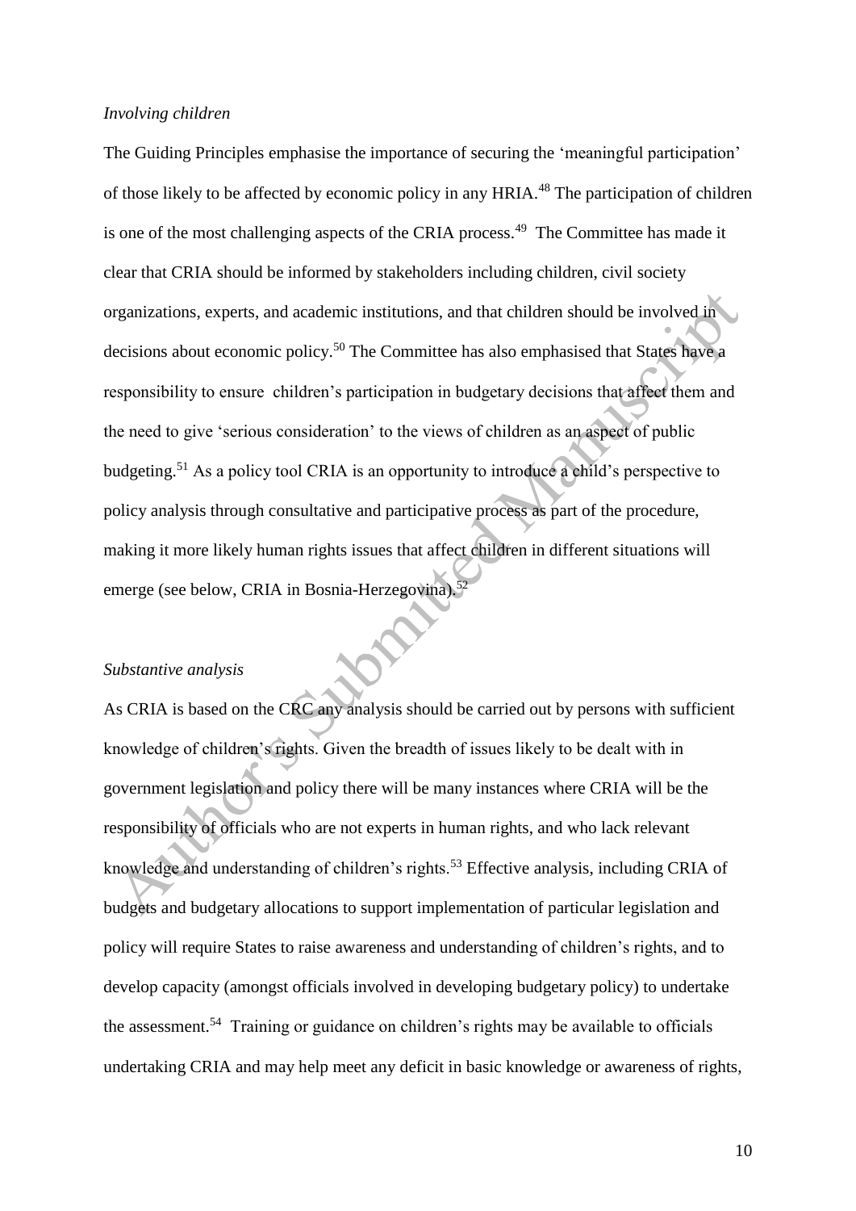*Involving children*

The Guiding Principles emphasise the importance of securing the 'meaningful participation' of those likely to be affected by economic policy in any HRIA.[48] The participation of children is one of the most challenging aspects of the CRIA process.[49] The Committee has made it clear that CRIA should be informed by stakeholders including children, civil society organizations, experts, and academic institutions, and that children should be involved in decisions about economic policy.[50] The Committee has also emphasised that States have a responsibility to ensure children's participation in budgetary decisions that affect them and the need to give 'serious consideration' to the views of children as an aspect of public budgeting.[51] As a policy tool CRIA is an opportunity to introduce a child's perspective to policy analysis through consultative and participative process as part of the procedure, making it more likely human rights issues that affect children in different situations will emerge (see below, CRIA in Bosnia-Herzegovina).[52]

*Substantive analysis*

As CRIA is based on the CRC any analysis should be carried out by persons with sufficient knowledge of children's rights. Given the breadth of issues likely to be dealt with in government legislation and policy there will be many instances where CRIA will be the responsibility of officials who are not experts in human rights, and who lack relevant knowledge and understanding of children's rights.[53] Effective analysis, including CRIA of budgets and budgetary allocations to support implementation of particular legislation and policy will require States to raise awareness and understanding of children's rights, and to develop capacity (amongst officials involved in developing budgetary policy) to undertake the assessment.[54] Training or guidance on children's rights may be available to officials undertaking CRIA and may help meet any deficit in basic knowledge or awareness of rights,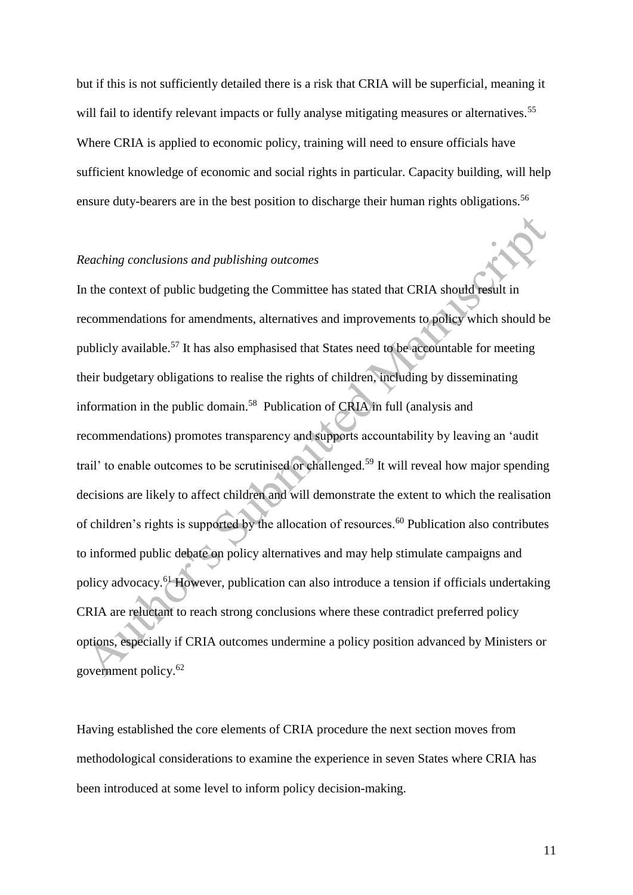but if this is not sufficiently detailed there is a risk that CRIA will be superficial, meaning it will fail to identify relevant impacts or fully analyse mitigating measures or alternatives.[55] Where CRIA is applied to economic policy, training will need to ensure officials have sufficient knowledge of economic and social rights in particular. Capacity building, will help ensure duty-bearers are in the best position to discharge their human rights obligations.[56]

*Reaching conclusions and publishing outcomes*

In the context of public budgeting the Committee has stated that CRIA should result in recommendations for amendments, alternatives and improvements to policy which should be publicly available.[57] It has also emphasised that States need to be accountable for meeting their budgetary obligations to realise the rights of children, including by disseminating information in the public domain.[58] Publication of CRIA in full (analysis and recommendations) promotes transparency and supports accountability by leaving an 'audit trail' to enable outcomes to be scrutinised or challenged.[59] It will reveal how major spending decisions are likely to affect children and will demonstrate the extent to which the realisation of children's rights is supported by the allocation of resources.[60] Publication also contributes to informed public debate on policy alternatives and may help stimulate campaigns and policy advocacy.[61] However, publication can also introduce a tension if officials undertaking CRIA are reluctant to reach strong conclusions where these contradict preferred policy options, especially if CRIA outcomes undermine a policy position advanced by Ministers or government policy.[62]

Having established the core elements of CRIA procedure the next section moves from methodological considerations to examine the experience in seven States where CRIA has been introduced at some level to inform policy decision-making.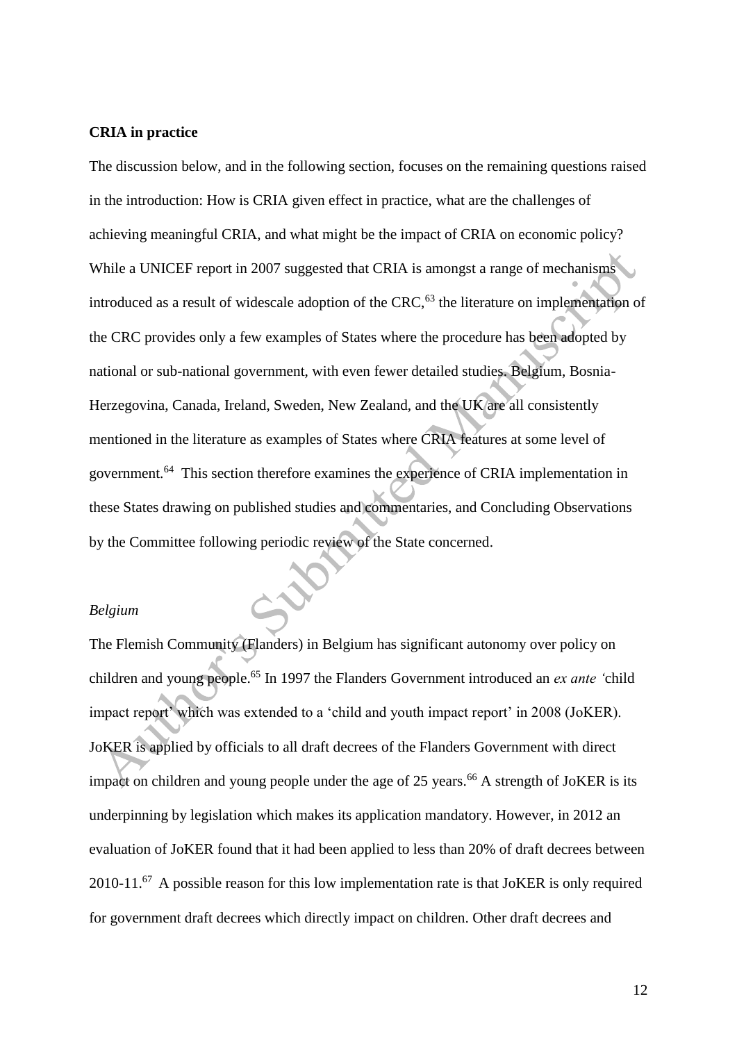**CRIA in practice**

The discussion below, and in the following section, focuses on the remaining questions raised in the introduction: How is CRIA given effect in practice, what are the challenges of achieving meaningful CRIA, and what might be the impact of CRIA on economic policy? While a UNICEF report in 2007 suggested that CRIA is amongst a range of mechanisms introduced as a result of widescale adoption of the CRC,[63] the literature on implementation of the CRC provides only a few examples of States where the procedure has been adopted by national or sub-national government, with even fewer detailed studies. Belgium, Bosnia-Herzegovina, Canada, Ireland, Sweden, New Zealand, and the UK are all consistently mentioned in the literature as examples of States where CRIA features at some level of government.[64] This section therefore examines the experience of CRIA implementation in these States drawing on published studies and commentaries, and Concluding Observations by the Committee following periodic review of the State concerned.

*Belgium*

The Flemish Community (Flanders) in Belgium has significant autonomy over policy on children and young people.[65] In 1997 the Flanders Government introduced an *ex ante* 'child impact report' which was extended to a 'child and youth impact report' in 2008 (JoKER). JoKER is applied by officials to all draft decrees of the Flanders Government with direct impact on children and young people under the age of 25 years.[66] A strength of JoKER is its underpinning by legislation which makes its application mandatory. However, in 2012 an evaluation of JoKER found that it had been applied to less than 20% of draft decrees between 2010-11.[67] A possible reason for this low implementation rate is that JoKER is only required for government draft decrees which directly impact on children. Other draft decrees and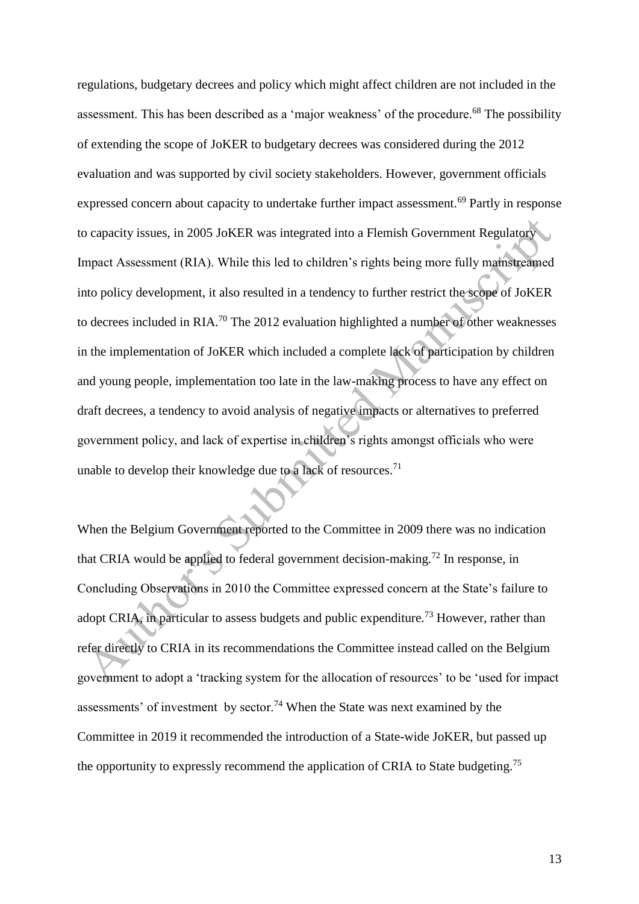regulations, budgetary decrees and policy which might affect children are not included in the assessment. This has been described as a 'major weakness' of the procedure.[68] The possibility of extending the scope of JoKER to budgetary decrees was considered during the 2012 evaluation and was supported by civil society stakeholders. However, government officials expressed concern about capacity to undertake further impact assessment.[69] Partly in response to capacity issues, in 2005 JoKER was integrated into a Flemish Government Regulatory Impact Assessment (RIA). While this led to children's rights being more fully mainstreamed into policy development, it also resulted in a tendency to further restrict the scope of JoKER to decrees included in RIA.[70] The 2012 evaluation highlighted a number of other weaknesses in the implementation of JoKER which included a complete lack of participation by children and young people, implementation too late in the law-making process to have any effect on draft decrees, a tendency to avoid analysis of negative impacts or alternatives to preferred government policy, and lack of expertise in children's rights amongst officials who were unable to develop their knowledge due to a lack of resources.[71]

When the Belgium Government reported to the Committee in 2009 there was no indication that CRIA would be applied to federal government decision-making.[72] In response, in Concluding Observations in 2010 the Committee expressed concern at the State's failure to adopt CRIA, in particular to assess budgets and public expenditure.[73] However, rather than refer directly to CRIA in its recommendations the Committee instead called on the Belgium government to adopt a 'tracking system for the allocation of resources' to be 'used for impact assessments' of investment by sector.[74] When the State was next examined by the Committee in 2019 it recommended the introduction of a State-wide JoKER, but passed up the opportunity to expressly recommend the application of CRIA to State budgeting.[75]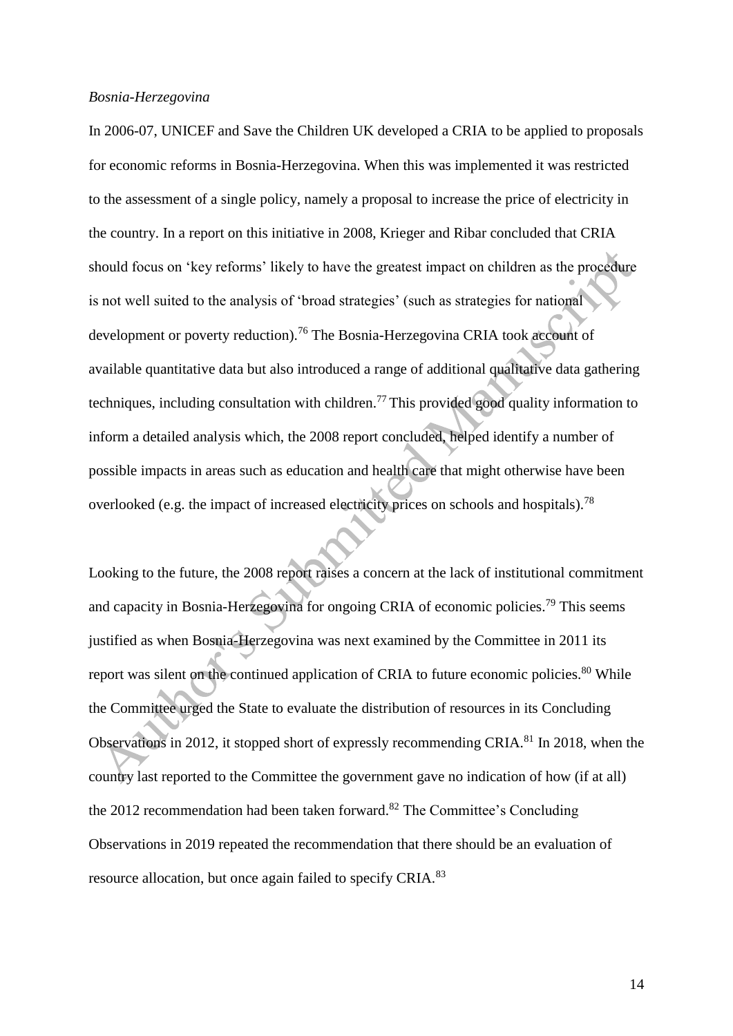*Bosnia-Herzegovina*

In 2006-07, UNICEF and Save the Children UK developed a CRIA to be applied to proposals for economic reforms in Bosnia-Herzegovina. When this was implemented it was restricted to the assessment of a single policy, namely a proposal to increase the price of electricity in the country. In a report on this initiative in 2008, Krieger and Ribar concluded that CRIA should focus on 'key reforms' likely to have the greatest impact on children as the procedure is not well suited to the analysis of 'broad strategies' (such as strategies for national development or poverty reduction).[76] The Bosnia-Herzegovina CRIA took account of available quantitative data but also introduced a range of additional qualitative data gathering techniques, including consultation with children.[77] This provided good quality information to inform a detailed analysis which, the 2008 report concluded, helped identify a number of possible impacts in areas such as education and health care that might otherwise have been overlooked (e.g. the impact of increased electricity prices on schools and hospitals).[78]

Looking to the future, the 2008 report raises a concern at the lack of institutional commitment and capacity in Bosnia-Herzegovina for ongoing CRIA of economic policies.[79] This seems justified as when Bosnia-Herzegovina was next examined by the Committee in 2011 its report was silent on the continued application of CRIA to future economic policies.[80] While the Committee urged the State to evaluate the distribution of resources in its Concluding Observations in 2012, it stopped short of expressly recommending CRIA.[81] In 2018, when the country last reported to the Committee the government gave no indication of how (if at all) the 2012 recommendation had been taken forward.[82] The Committee's Concluding Observations in 2019 repeated the recommendation that there should be an evaluation of resource allocation, but once again failed to specify CRIA.[83]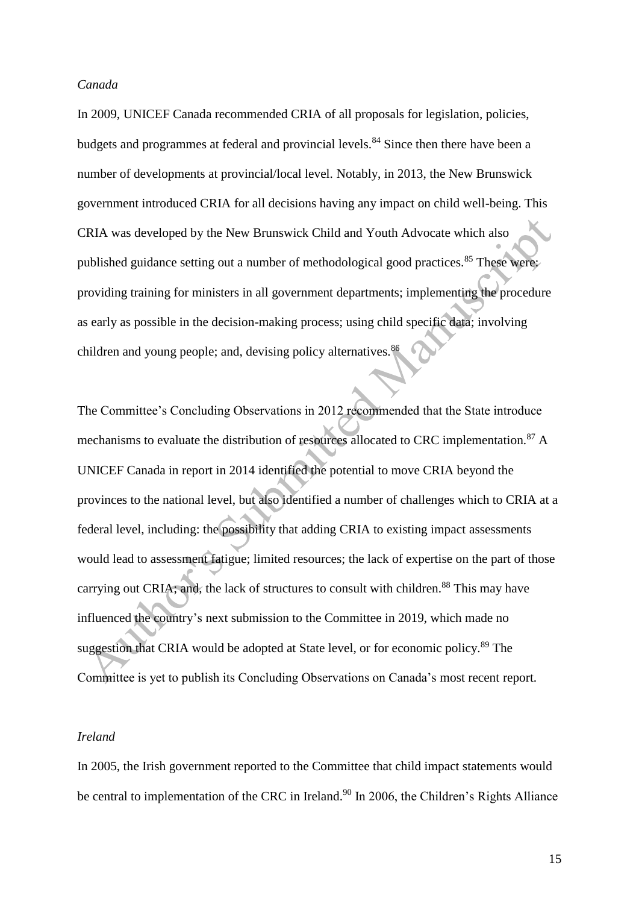*Canada*

In 2009, UNICEF Canada recommended CRIA of all proposals for legislation, policies, budgets and programmes at federal and provincial levels.[84] Since then there have been a number of developments at provincial/local level. Notably, in 2013, the New Brunswick government introduced CRIA for all decisions having any impact on child well-being. This CRIA was developed by the New Brunswick Child and Youth Advocate which also published guidance setting out a number of methodological good practices.[85] These were: providing training for ministers in all government departments; implementing the procedure as early as possible in the decision-making process; using child specific data; involving children and young people; and, devising policy alternatives.[86]

The Committee's Concluding Observations in 2012 recommended that the State introduce mechanisms to evaluate the distribution of resources allocated to CRC implementation.[87] A UNICEF Canada in report in 2014 identified the potential to move CRIA beyond the provinces to the national level, but also identified a number of challenges which to CRIA at a federal level, including: the possibility that adding CRIA to existing impact assessments would lead to assessment fatigue; limited resources; the lack of expertise on the part of those carrying out CRIA; and, the lack of structures to consult with children.[88] This may have influenced the country's next submission to the Committee in 2019, which made no suggestion that CRIA would be adopted at State level, or for economic policy.[89] The Committee is yet to publish its Concluding Observations on Canada's most recent report.

*Ireland*

In 2005, the Irish government reported to the Committee that child impact statements would be central to implementation of the CRC in Ireland.[90] In 2006, the Children's Rights Alliance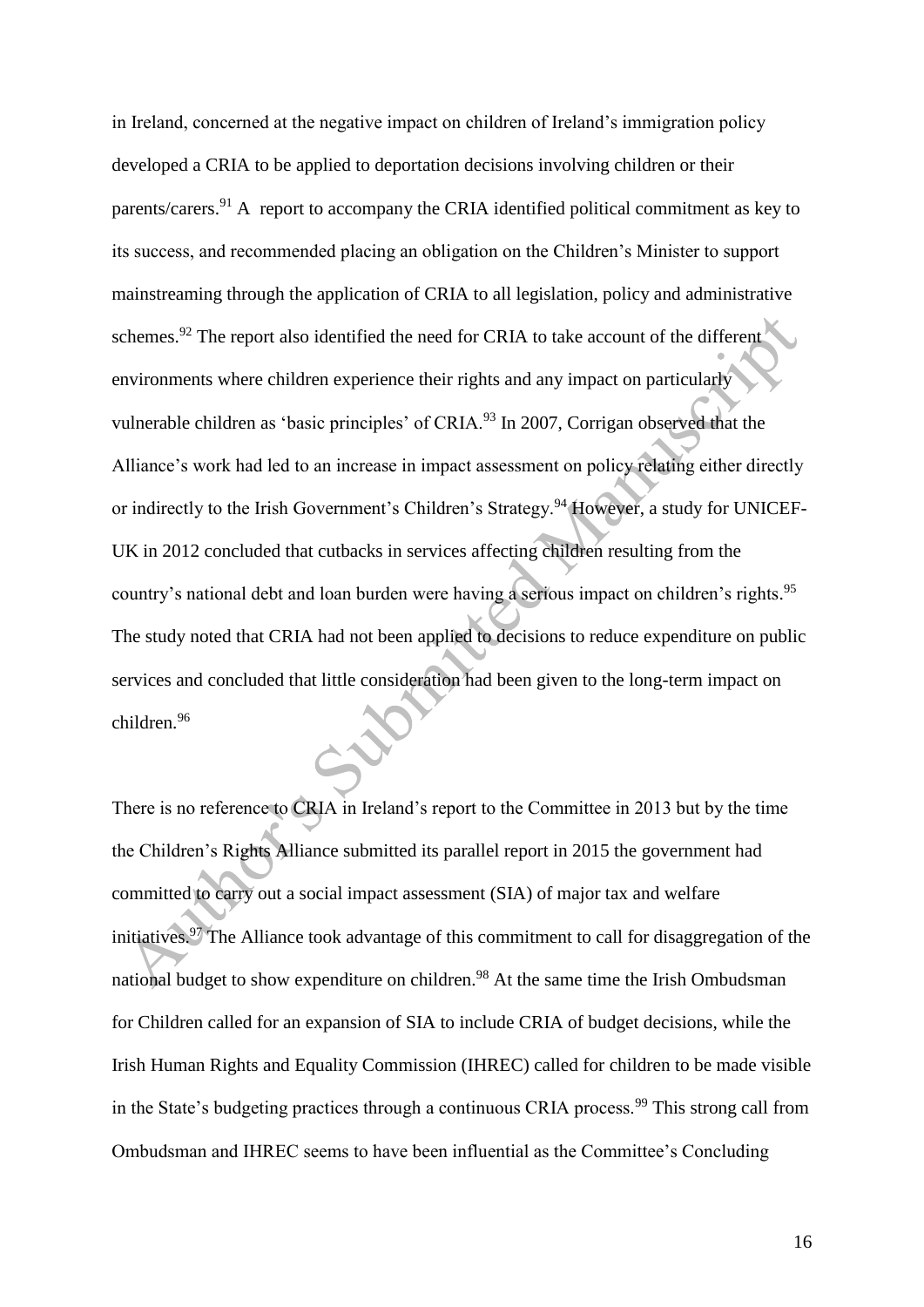in Ireland, concerned at the negative impact on children of Ireland's immigration policy developed a CRIA to be applied to deportation decisions involving children or their parents/carers.[91] A report to accompany the CRIA identified political commitment as key to its success, and recommended placing an obligation on the Children's Minister to support mainstreaming through the application of CRIA to all legislation, policy and administrative schemes.[92] The report also identified the need for CRIA to take account of the different environments where children experience their rights and any impact on particularly vulnerable children as 'basic principles' of CRIA.[93] In 2007, Corrigan observed that the Alliance's work had led to an increase in impact assessment on policy relating either directly or indirectly to the Irish Government's Children's Strategy.[94] However, a study for UNICEF-UK in 2012 concluded that cutbacks in services affecting children resulting from the country's national debt and loan burden were having a serious impact on children's rights.[95] The study noted that CRIA had not been applied to decisions to reduce expenditure on public services and concluded that little consideration had been given to the long-term impact on children.[96]

There is no reference to CRIA in Ireland's report to the Committee in 2013 but by the time the Children's Rights Alliance submitted its parallel report in 2015 the government had committed to carry out a social impact assessment (SIA) of major tax and welfare initiatives.[97] The Alliance took advantage of this commitment to call for disaggregation of the national budget to show expenditure on children.[98] At the same time the Irish Ombudsman for Children called for an expansion of SIA to include CRIA of budget decisions, while the Irish Human Rights and Equality Commission (IHREC) called for children to be made visible in the State's budgeting practices through a continuous CRIA process.[99] This strong call from Ombudsman and IHREC seems to have been influential as the Committee's Concluding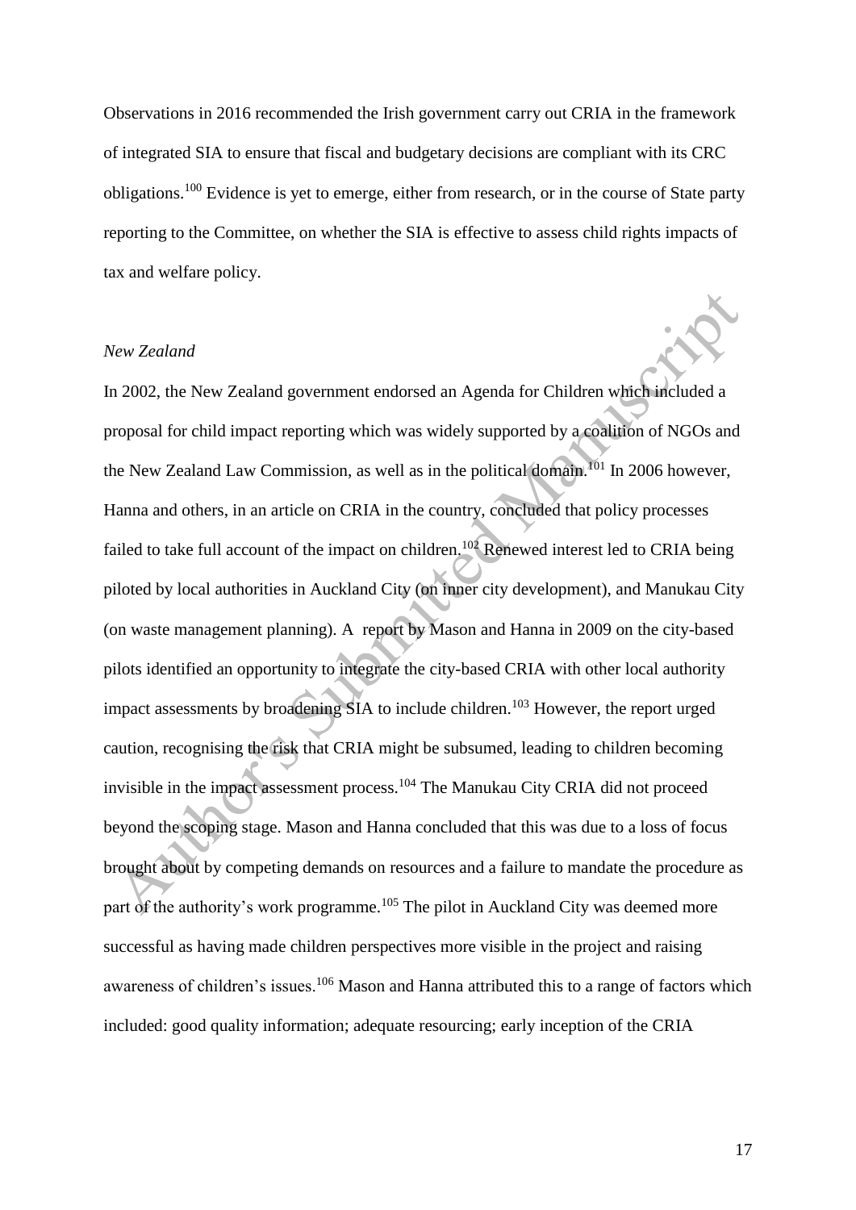Observations in 2016 recommended the Irish government carry out CRIA in the framework of integrated SIA to ensure that fiscal and budgetary decisions are compliant with its CRC obligations.[100] Evidence is yet to emerge, either from research, or in the course of State party reporting to the Committee, on whether the SIA is effective to assess child rights impacts of tax and welfare policy.

*New Zealand*

In 2002, the New Zealand government endorsed an Agenda for Children which included a proposal for child impact reporting which was widely supported by a coalition of NGOs and the New Zealand Law Commission, as well as in the political domain.[101] In 2006 however, Hanna and others, in an article on CRIA in the country, concluded that policy processes failed to take full account of the impact on children.[102] Renewed interest led to CRIA being piloted by local authorities in Auckland City (on inner city development), and Manukau City (on waste management planning). A report by Mason and Hanna in 2009 on the city-based pilots identified an opportunity to integrate the city-based CRIA with other local authority impact assessments by broadening SIA to include children.[103] However, the report urged caution, recognising the risk that CRIA might be subsumed, leading to children becoming invisible in the impact assessment process.[104] The Manukau City CRIA did not proceed beyond the scoping stage. Mason and Hanna concluded that this was due to a loss of focus brought about by competing demands on resources and a failure to mandate the procedure as part of the authority's work programme.[105] The pilot in Auckland City was deemed more successful as having made children perspectives more visible in the project and raising awareness of children's issues.[106] Mason and Hanna attributed this to a range of factors which included: good quality information; adequate resourcing; early inception of the CRIA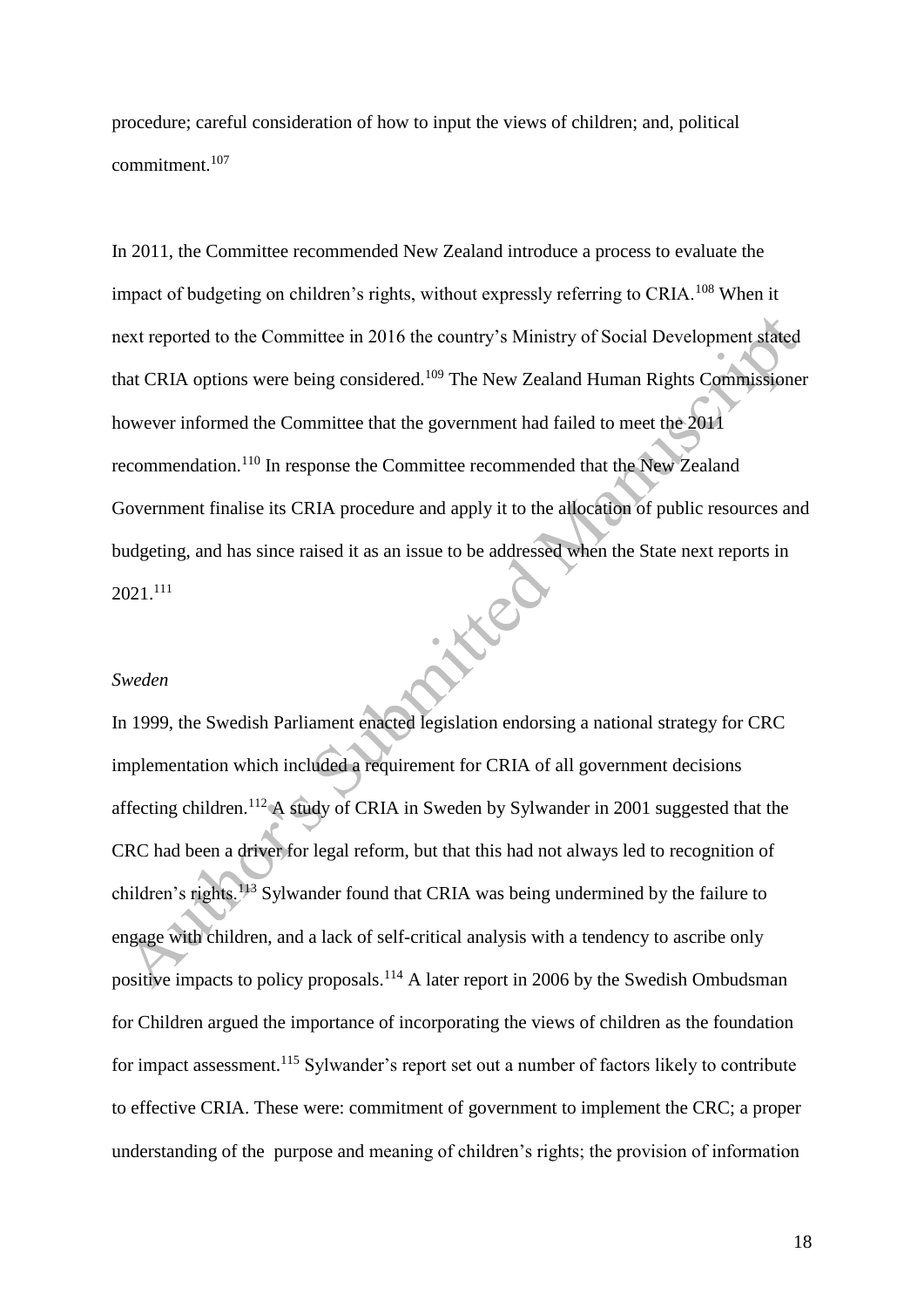procedure; careful consideration of how to input the views of children; and, political commitment.[107]

In 2011, the Committee recommended New Zealand introduce a process to evaluate the impact of budgeting on children's rights, without expressly referring to CRIA.[108] When it next reported to the Committee in 2016 the country's Ministry of Social Development stated that CRIA options were being considered.[109] The New Zealand Human Rights Commissioner however informed the Committee that the government had failed to meet the 2011 recommendation.[110] In response the Committee recommended that the New Zealand Government finalise its CRIA procedure and apply it to the allocation of public resources and budgeting, and has since raised it as an issue to be addressed when the State next reports in 2021.[111]

*Sweden*

In 1999, the Swedish Parliament enacted legislation endorsing a national strategy for CRC implementation which included a requirement for CRIA of all government decisions affecting children.[112] A study of CRIA in Sweden by Sylwander in 2001 suggested that the CRC had been a driver for legal reform, but that this had not always led to recognition of children's rights.[113] Sylwander found that CRIA was being undermined by the failure to engage with children, and a lack of self-critical analysis with a tendency to ascribe only positive impacts to policy proposals.[114] A later report in 2006 by the Swedish Ombudsman for Children argued the importance of incorporating the views of children as the foundation for impact assessment.[115] Sylwander's report set out a number of factors likely to contribute to effective CRIA. These were: commitment of government to implement the CRC; a proper understanding of the purpose and meaning of children's rights; the provision of information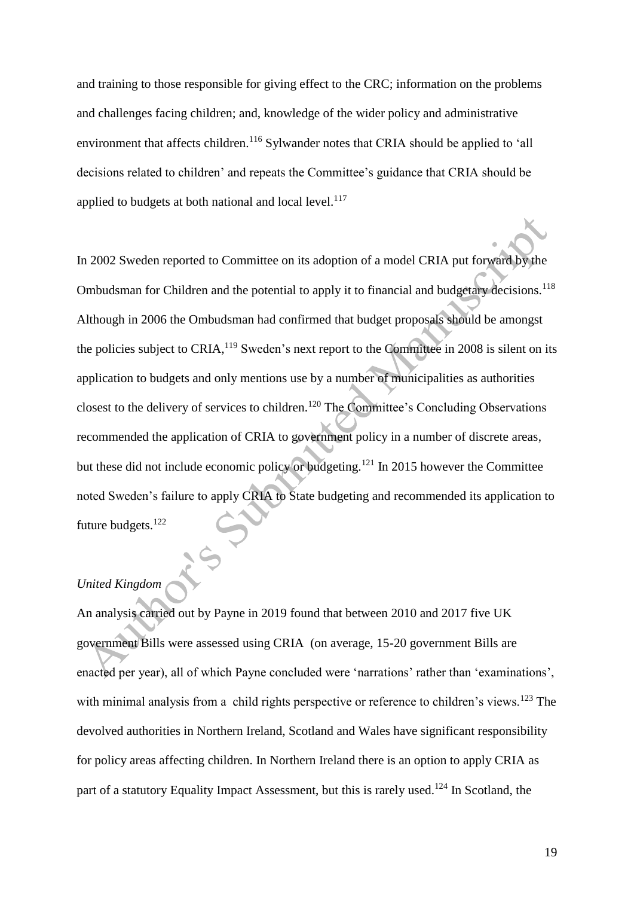and training to those responsible for giving effect to the CRC; information on the problems and challenges facing children; and, knowledge of the wider policy and administrative environment that affects children.[116] Sylwander notes that CRIA should be applied to 'all decisions related to children' and repeats the Committee's guidance that CRIA should be applied to budgets at both national and local level.[117]

In 2002 Sweden reported to Committee on its adoption of a model CRIA put forward by the Ombudsman for Children and the potential to apply it to financial and budgetary decisions.[118] Although in 2006 the Ombudsman had confirmed that budget proposals should be amongst the policies subject to CRIA,[119] Sweden's next report to the Committee in 2008 is silent on its application to budgets and only mentions use by a number of municipalities as authorities closest to the delivery of services to children.[120] The Committee's Concluding Observations recommended the application of CRIA to government policy in a number of discrete areas, but these did not include economic policy or budgeting.[121] In 2015 however the Committee noted Sweden's failure to apply CRIA to State budgeting and recommended its application to future budgets.[122]

*United Kingdom*

An analysis carried out by Payne in 2019 found that between 2010 and 2017 five UK government Bills were assessed using CRIA (on average, 15-20 government Bills are enacted per year), all of which Payne concluded were 'narrations' rather than 'examinations', with minimal analysis from a child rights perspective or reference to children's views.[123] The devolved authorities in Northern Ireland, Scotland and Wales have significant responsibility for policy areas affecting children. In Northern Ireland there is an option to apply CRIA as part of a statutory Equality Impact Assessment, but this is rarely used.[124] In Scotland, the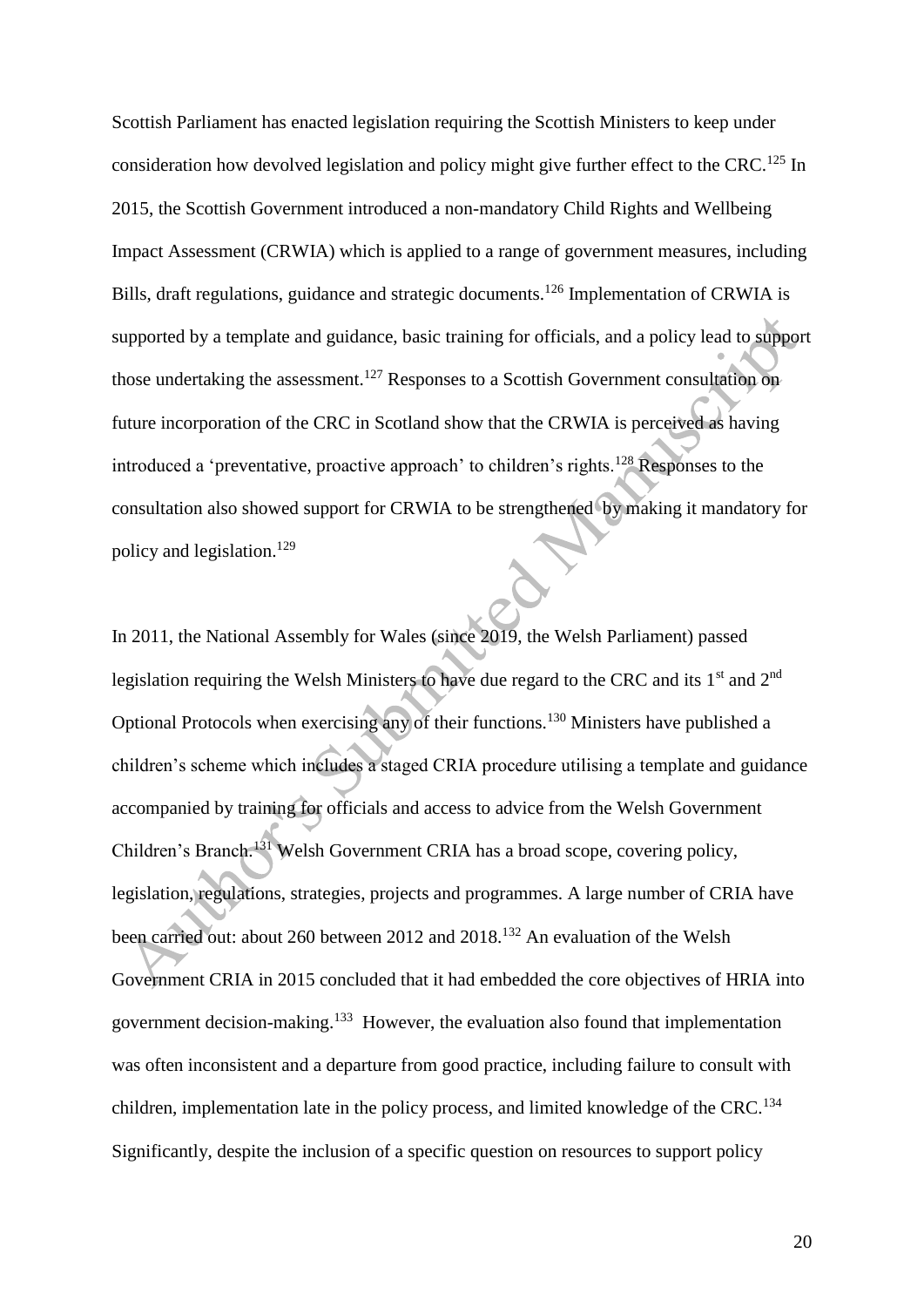Scottish Parliament has enacted legislation requiring the Scottish Ministers to keep under consideration how devolved legislation and policy might give further effect to the CRC.[125] In 2015, the Scottish Government introduced a non-mandatory Child Rights and Wellbeing Impact Assessment (CRWIA) which is applied to a range of government measures, including Bills, draft regulations, guidance and strategic documents.[126] Implementation of CRWIA is supported by a template and guidance, basic training for officials, and a policy lead to support those undertaking the assessment.[127] Responses to a Scottish Government consultation on future incorporation of the CRC in Scotland show that the CRWIA is perceived as having introduced a 'preventative, proactive approach' to children's rights.[128] Responses to the consultation also showed support for CRWIA to be strengthened by making it mandatory for policy and legislation.[129]

In 2011, the National Assembly for Wales (since 2019, the Welsh Parliament) passed legislation requiring the Welsh Ministers to have due regard to the CRC and its 1st and 2nd Optional Protocols when exercising any of their functions.[130] Ministers have published a children's scheme which includes a staged CRIA procedure utilising a template and guidance accompanied by training for officials and access to advice from the Welsh Government Children's Branch.[131] Welsh Government CRIA has a broad scope, covering policy, legislation, regulations, strategies, projects and programmes. A large number of CRIA have been carried out: about 260 between 2012 and 2018.[132] An evaluation of the Welsh Government CRIA in 2015 concluded that it had embedded the core objectives of HRIA into government decision-making.[133] However, the evaluation also found that implementation was often inconsistent and a departure from good practice, including failure to consult with children, implementation late in the policy process, and limited knowledge of the CRC.[134] Significantly, despite the inclusion of a specific question on resources to support policy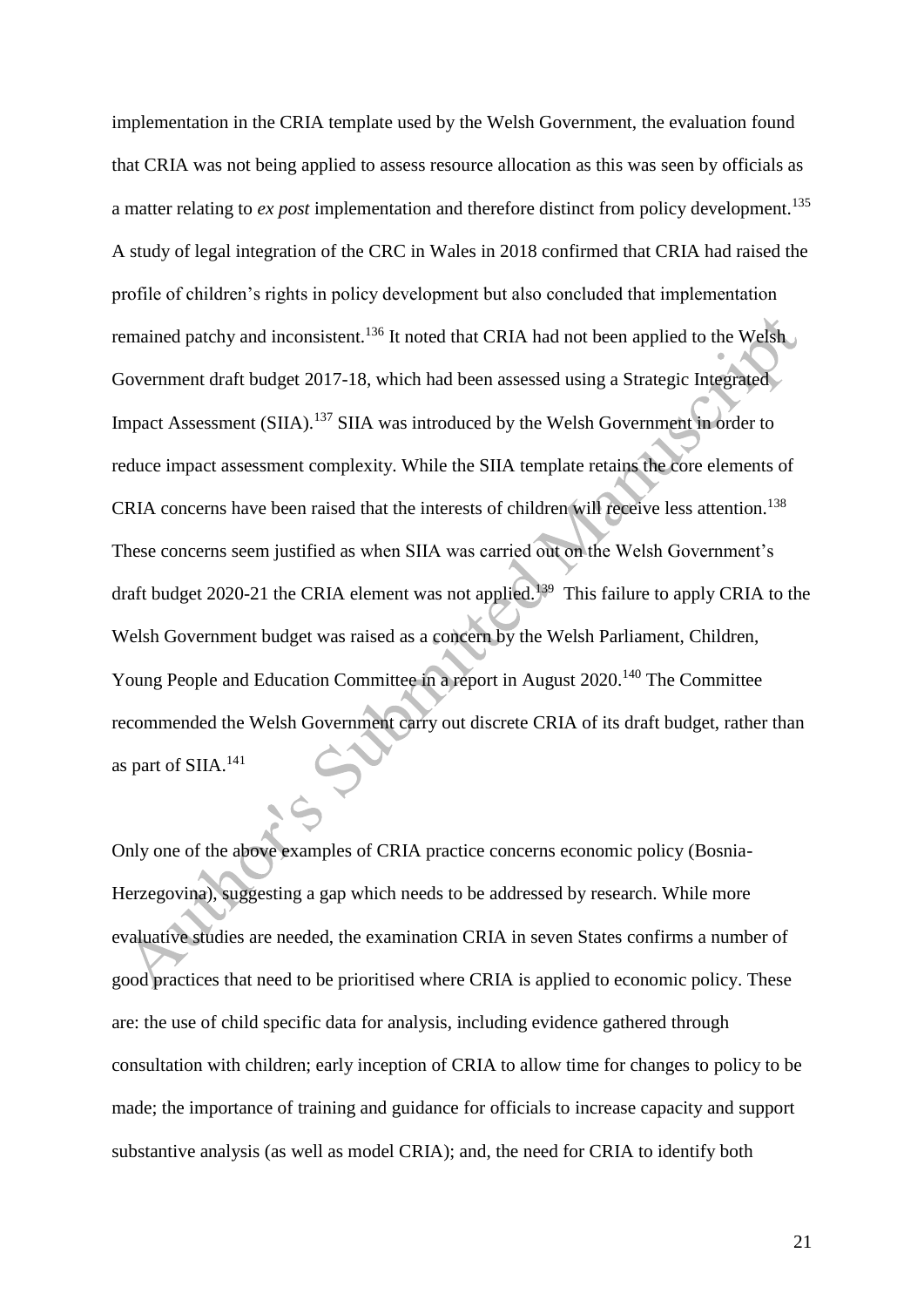implementation in the CRIA template used by the Welsh Government, the evaluation found that CRIA was not being applied to assess resource allocation as this was seen by officials as a matter relating to *ex post* implementation and therefore distinct from policy development.[135] A study of legal integration of the CRC in Wales in 2018 confirmed that CRIA had raised the profile of children's rights in policy development but also concluded that implementation remained patchy and inconsistent.[136] It noted that CRIA had not been applied to the Welsh Government draft budget 2017-18, which had been assessed using a Strategic Integrated Impact Assessment (SIIA).[137] SIIA was introduced by the Welsh Government in order to reduce impact assessment complexity. While the SIIA template retains the core elements of CRIA concerns have been raised that the interests of children will receive less attention.[138] These concerns seem justified as when SIIA was carried out on the Welsh Government's draft budget 2020-21 the CRIA element was not applied.[139] This failure to apply CRIA to the Welsh Government budget was raised as a concern by the Welsh Parliament, Children, Young People and Education Committee in a report in August 2020.[140] The Committee recommended the Welsh Government carry out discrete CRIA of its draft budget, rather than as part of SIIA.[141]

Only one of the above examples of CRIA practice concerns economic policy (Bosnia-Herzegovina), suggesting a gap which needs to be addressed by research. While more evaluative studies are needed, the examination CRIA in seven States confirms a number of good practices that need to be prioritised where CRIA is applied to economic policy. These are: the use of child specific data for analysis, including evidence gathered through consultation with children; early inception of CRIA to allow time for changes to policy to be made; the importance of training and guidance for officials to increase capacity and support substantive analysis (as well as model CRIA); and, the need for CRIA to identify both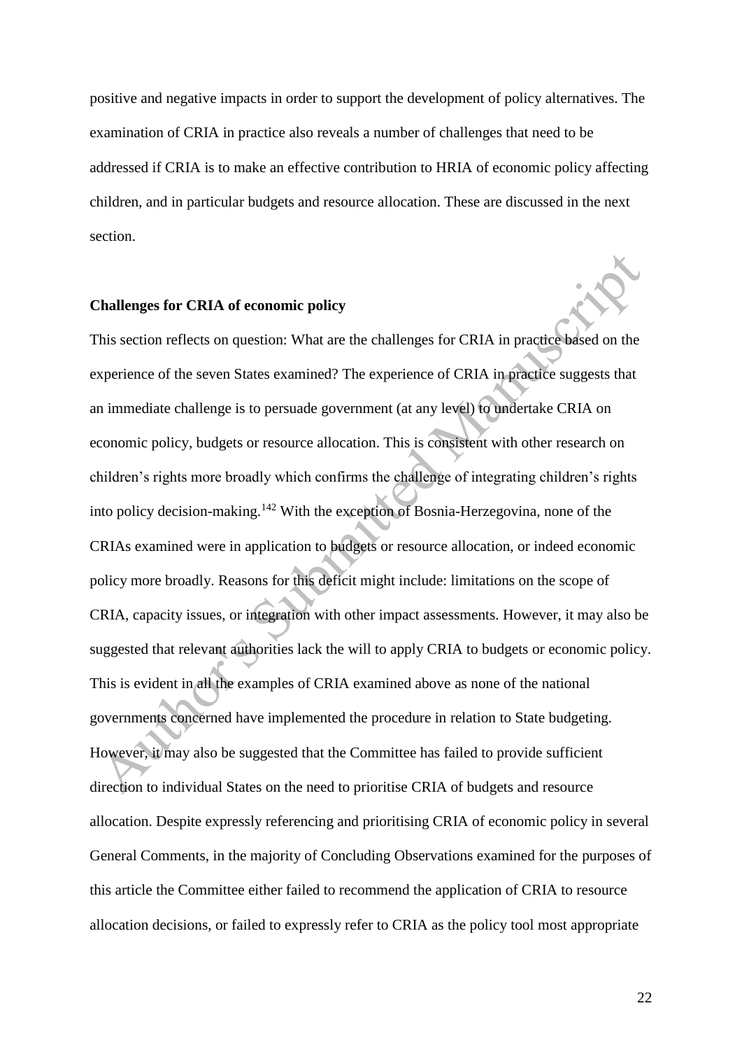positive and negative impacts in order to support the development of policy alternatives. The examination of CRIA in practice also reveals a number of challenges that need to be addressed if CRIA is to make an effective contribution to HRIA of economic policy affecting children, and in particular budgets and resource allocation. These are discussed in the next section.

**Challenges for CRIA of economic policy**

This section reflects on question: What are the challenges for CRIA in practice based on the experience of the seven States examined? The experience of CRIA in practice suggests that an immediate challenge is to persuade government (at any level) to undertake CRIA on economic policy, budgets or resource allocation. This is consistent with other research on children's rights more broadly which confirms the challenge of integrating children's rights into policy decision-making.[142] With the exception of Bosnia-Herzegovina, none of the CRIAs examined were in application to budgets or resource allocation, or indeed economic policy more broadly. Reasons for this deficit might include: limitations on the scope of CRIA, capacity issues, or integration with other impact assessments. However, it may also be suggested that relevant authorities lack the will to apply CRIA to budgets or economic policy. This is evident in all the examples of CRIA examined above as none of the national governments concerned have implemented the procedure in relation to State budgeting. However, it may also be suggested that the Committee has failed to provide sufficient direction to individual States on the need to prioritise CRIA of budgets and resource allocation. Despite expressly referencing and prioritising CRIA of economic policy in several General Comments, in the majority of Concluding Observations examined for the purposes of this article the Committee either failed to recommend the application of CRIA to resource allocation decisions, or failed to expressly refer to CRIA as the policy tool most appropriate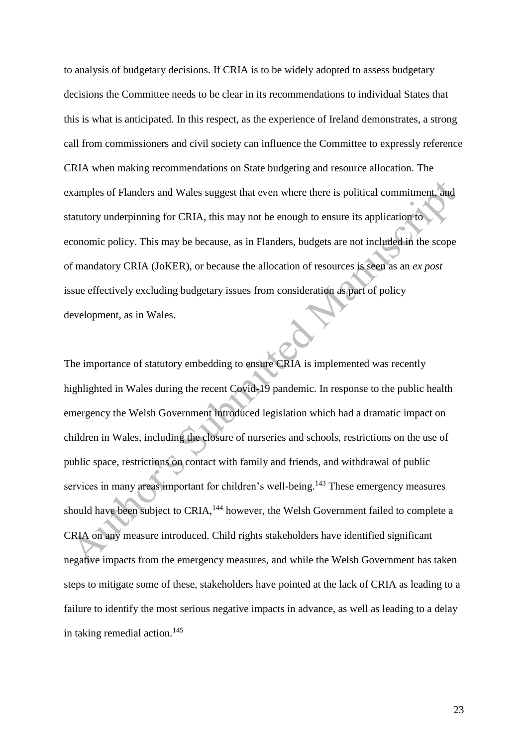to analysis of budgetary decisions. If CRIA is to be widely adopted to assess budgetary decisions the Committee needs to be clear in its recommendations to individual States that this is what is anticipated. In this respect, as the experience of Ireland demonstrates, a strong call from commissioners and civil society can influence the Committee to expressly reference CRIA when making recommendations on State budgeting and resource allocation. The examples of Flanders and Wales suggest that even where there is political commitment, and statutory underpinning for CRIA, this may not be enough to ensure its application to economic policy. This may be because, as in Flanders, budgets are not included in the scope of mandatory CRIA (JoKER), or because the allocation of resources is seen as an *ex post* issue effectively excluding budgetary issues from consideration as part of policy development, as in Wales.

The importance of statutory embedding to ensure CRIA is implemented was recently highlighted in Wales during the recent Covid-19 pandemic. In response to the public health emergency the Welsh Government introduced legislation which had a dramatic impact on children in Wales, including the closure of nurseries and schools, restrictions on the use of public space, restrictions on contact with family and friends, and withdrawal of public services in many areas important for children's well-being.[143] These emergency measures should have been subject to CRIA,[144] however, the Welsh Government failed to complete a CRIA on any measure introduced. Child rights stakeholders have identified significant negative impacts from the emergency measures, and while the Welsh Government has taken steps to mitigate some of these, stakeholders have pointed at the lack of CRIA as leading to a failure to identify the most serious negative impacts in advance, as well as leading to a delay in taking remedial action.[145]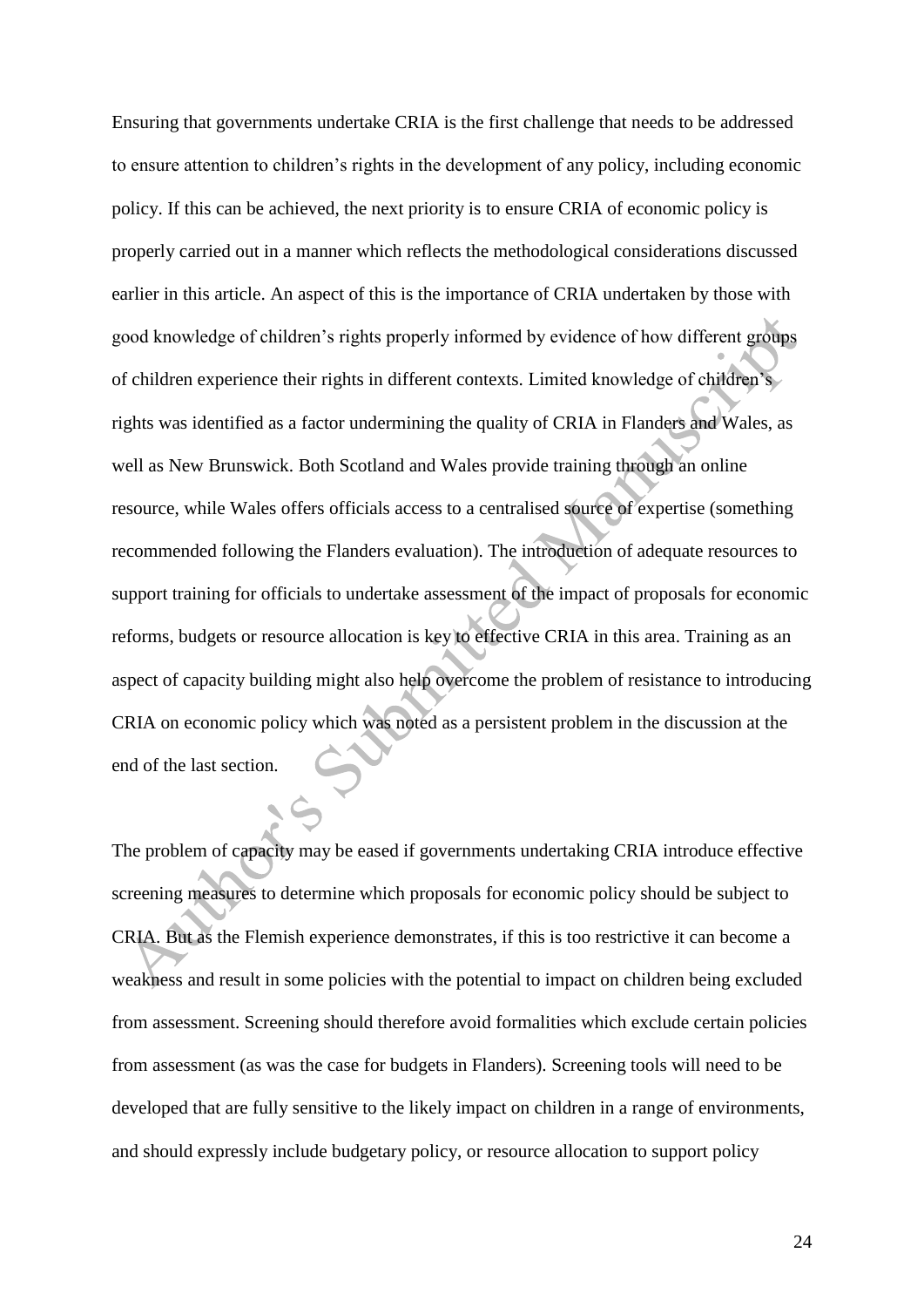Ensuring that governments undertake CRIA is the first challenge that needs to be addressed to ensure attention to children's rights in the development of any policy, including economic policy. If this can be achieved, the next priority is to ensure CRIA of economic policy is properly carried out in a manner which reflects the methodological considerations discussed earlier in this article. An aspect of this is the importance of CRIA undertaken by those with good knowledge of children's rights properly informed by evidence of how different groups of children experience their rights in different contexts. Limited knowledge of children's rights was identified as a factor undermining the quality of CRIA in Flanders and Wales, as well as New Brunswick. Both Scotland and Wales provide training through an online resource, while Wales offers officials access to a centralised source of expertise (something recommended following the Flanders evaluation). The introduction of adequate resources to support training for officials to undertake assessment of the impact of proposals for economic reforms, budgets or resource allocation is key to effective CRIA in this area. Training as an aspect of capacity building might also help overcome the problem of resistance to introducing CRIA on economic policy which was noted as a persistent problem in the discussion at the end of the last section.

The problem of capacity may be eased if governments undertaking CRIA introduce effective screening measures to determine which proposals for economic policy should be subject to CRIA. But as the Flemish experience demonstrates, if this is too restrictive it can become a weakness and result in some policies with the potential to impact on children being excluded from assessment. Screening should therefore avoid formalities which exclude certain policies from assessment (as was the case for budgets in Flanders). Screening tools will need to be developed that are fully sensitive to the likely impact on children in a range of environments, and should expressly include budgetary policy, or resource allocation to support policy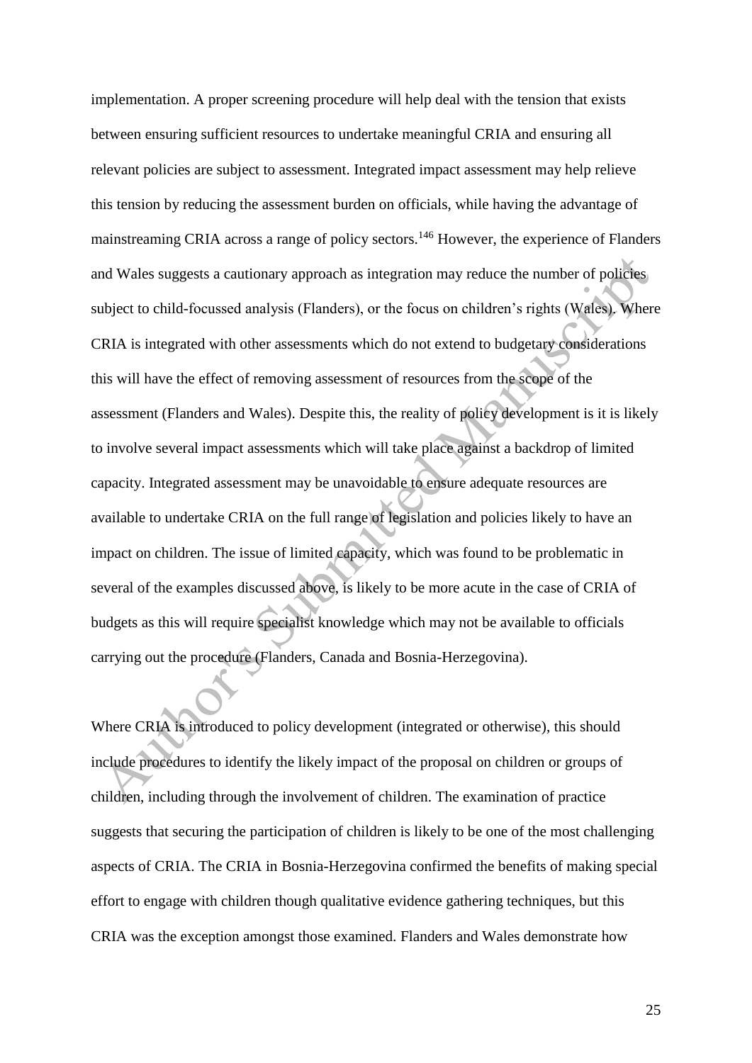implementation. A proper screening procedure will help deal with the tension that exists between ensuring sufficient resources to undertake meaningful CRIA and ensuring all relevant policies are subject to assessment. Integrated impact assessment may help relieve this tension by reducing the assessment burden on officials, while having the advantage of mainstreaming CRIA across a range of policy sectors.[146] However, the experience of Flanders and Wales suggests a cautionary approach as integration may reduce the number of policies subject to child-focussed analysis (Flanders), or the focus on children's rights (Wales). Where CRIA is integrated with other assessments which do not extend to budgetary considerations this will have the effect of removing assessment of resources from the scope of the assessment (Flanders and Wales). Despite this, the reality of policy development is it is likely to involve several impact assessments which will take place against a backdrop of limited capacity. Integrated assessment may be unavoidable to ensure adequate resources are available to undertake CRIA on the full range of legislation and policies likely to have an impact on children. The issue of limited capacity, which was found to be problematic in several of the examples discussed above, is likely to be more acute in the case of CRIA of budgets as this will require specialist knowledge which may not be available to officials carrying out the procedure (Flanders, Canada and Bosnia-Herzegovina).

Where CRIA is introduced to policy development (integrated or otherwise), this should include procedures to identify the likely impact of the proposal on children or groups of children, including through the involvement of children. The examination of practice suggests that securing the participation of children is likely to be one of the most challenging aspects of CRIA. The CRIA in Bosnia-Herzegovina confirmed the benefits of making special effort to engage with children though qualitative evidence gathering techniques, but this CRIA was the exception amongst those examined. Flanders and Wales demonstrate how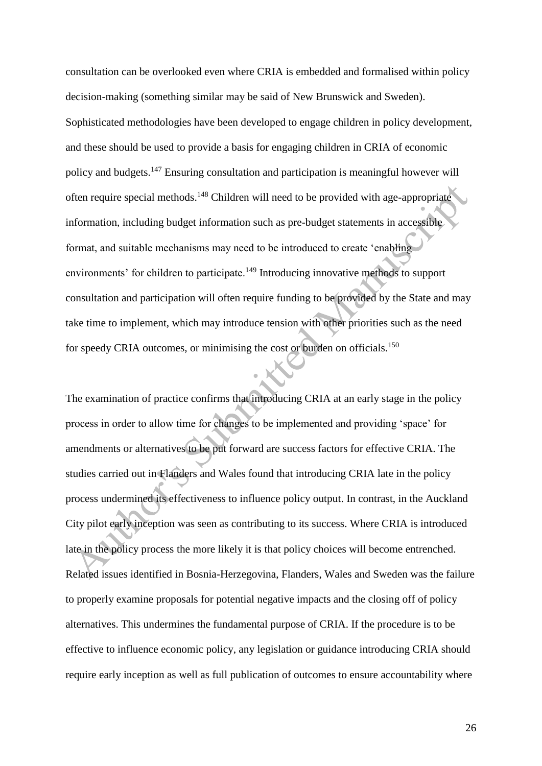consultation can be overlooked even where CRIA is embedded and formalised within policy decision-making (something similar may be said of New Brunswick and Sweden). Sophisticated methodologies have been developed to engage children in policy development, and these should be used to provide a basis for engaging children in CRIA of economic policy and budgets.[147] Ensuring consultation and participation is meaningful however will often require special methods.[148] Children will need to be provided with age-appropriate information, including budget information such as pre-budget statements in accessible format, and suitable mechanisms may need to be introduced to create 'enabling environments' for children to participate.[149] Introducing innovative methods to support consultation and participation will often require funding to be provided by the State and may take time to implement, which may introduce tension with other priorities such as the need for speedy CRIA outcomes, or minimising the cost or burden on officials.[150]

The examination of practice confirms that introducing CRIA at an early stage in the policy process in order to allow time for changes to be implemented and providing 'space' for amendments or alternatives to be put forward are success factors for effective CRIA. The studies carried out in Flanders and Wales found that introducing CRIA late in the policy process undermined its effectiveness to influence policy output. In contrast, in the Auckland City pilot early inception was seen as contributing to its success. Where CRIA is introduced late in the policy process the more likely it is that policy choices will become entrenched. Related issues identified in Bosnia-Herzegovina, Flanders, Wales and Sweden was the failure to properly examine proposals for potential negative impacts and the closing off of policy alternatives. This undermines the fundamental purpose of CRIA. If the procedure is to be effective to influence economic policy, any legislation or guidance introducing CRIA should require early inception as well as full publication of outcomes to ensure accountability where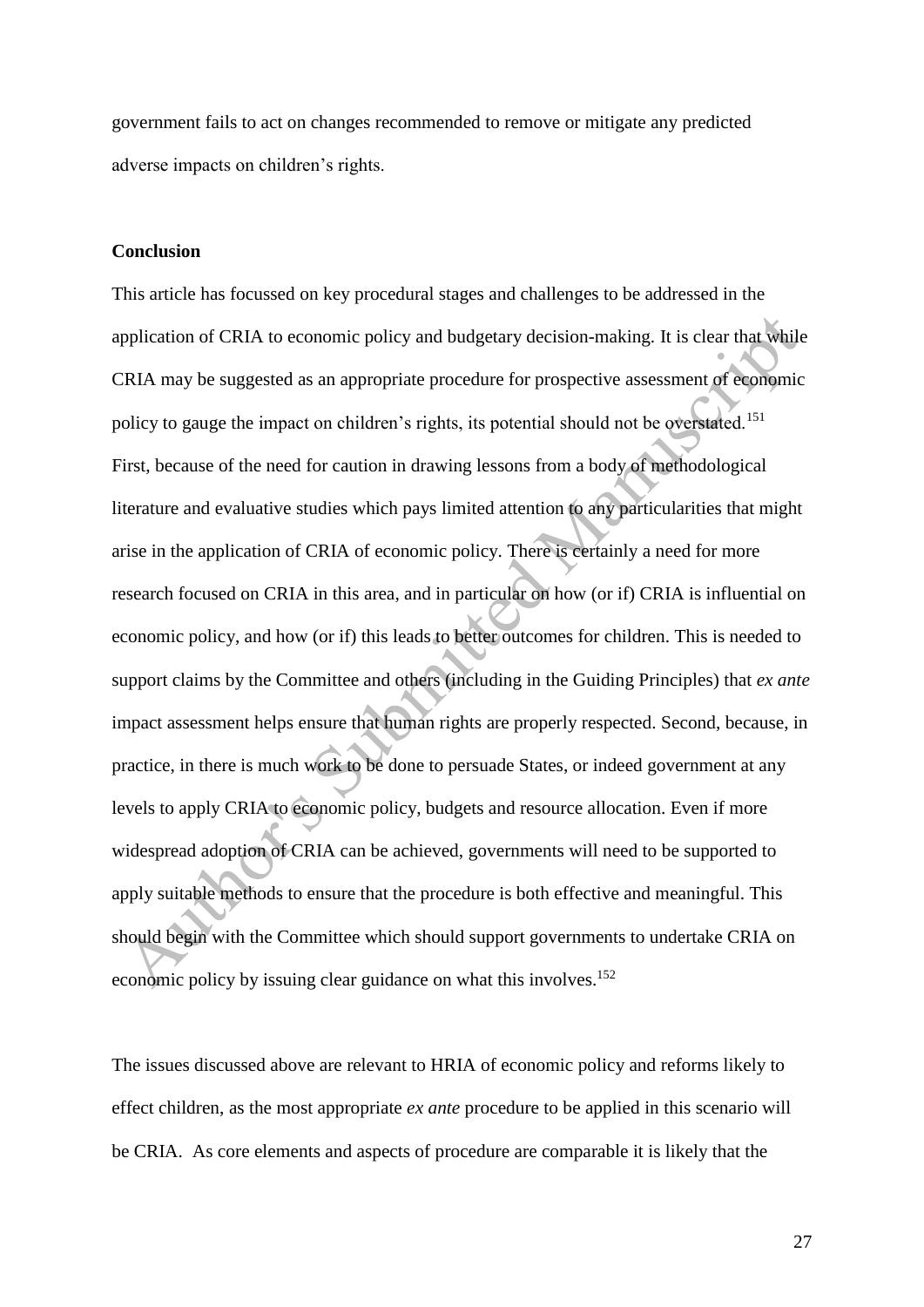government fails to act on changes recommended to remove or mitigate any predicted adverse impacts on children's rights.

**Conclusion**

This article has focussed on key procedural stages and challenges to be addressed in the application of CRIA to economic policy and budgetary decision-making. It is clear that while CRIA may be suggested as an appropriate procedure for prospective assessment of economic policy to gauge the impact on children's rights, its potential should not be overstated.[151] First, because of the need for caution in drawing lessons from a body of methodological literature and evaluative studies which pays limited attention to any particularities that might arise in the application of CRIA of economic policy. There is certainly a need for more research focused on CRIA in this area, and in particular on how (or if) CRIA is influential on economic policy, and how (or if) this leads to better outcomes for children. This is needed to support claims by the Committee and others (including in the Guiding Principles) that *ex ante* impact assessment helps ensure that human rights are properly respected. Second, because, in practice, in there is much work to be done to persuade States, or indeed government at any levels to apply CRIA to economic policy, budgets and resource allocation. Even if more widespread adoption of CRIA can be achieved, governments will need to be supported to apply suitable methods to ensure that the procedure is both effective and meaningful. This should begin with the Committee which should support governments to undertake CRIA on economic policy by issuing clear guidance on what this involves.[152]

The issues discussed above are relevant to HRIA of economic policy and reforms likely to effect children, as the most appropriate *ex ante* procedure to be applied in this scenario will be CRIA. As core elements and aspects of procedure are comparable it is likely that the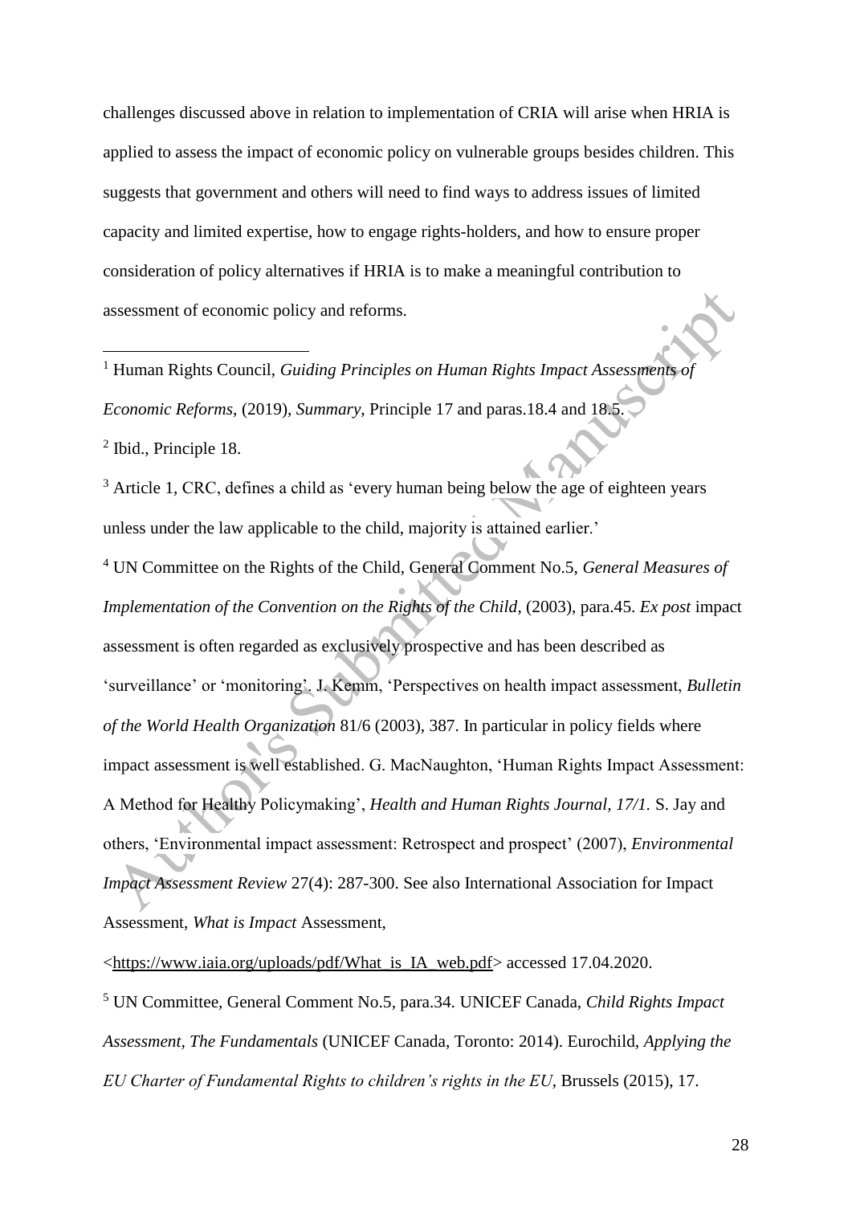challenges discussed above in relation to implementation of CRIA will arise when HRIA is applied to assess the impact of economic policy on vulnerable groups besides children. This suggests that government and others will need to find ways to address issues of limited capacity and limited expertise, how to engage rights-holders, and how to ensure proper consideration of policy alternatives if HRIA is to make a meaningful contribution to assessment of economic policy and reforms.

---

[1] Human Rights Council, *Guiding Principles on Human Rights Impact Assessments of Economic Reforms*, (2019), *Summary*, Principle 17 and paras.18.4 and 18.5.

[2] Ibid., Principle 18.

[3] Article 1, CRC, defines a child as 'every human being below the age of eighteen years unless under the law applicable to the child, majority is attained earlier.'

[4] UN Committee on the Rights of the Child, General Comment No.5, *General Measures of Implementation of the Convention on the Rights of the Child*, (2003), para.45. *Ex post* impact assessment is often regarded as exclusively prospective and has been described as 'surveillance' or 'monitoring'. J. Kemm, 'Perspectives on health impact assessment, *Bulletin of the World Health Organization* 81/6 (2003), 387. In particular in policy fields where impact assessment is well established. G. MacNaughton, 'Human Rights Impact Assessment: A Method for Healthy Policymaking', *Health and Human Rights Journal, 17/1.* S. Jay and others, 'Environmental impact assessment: Retrospect and prospect' (2007), *Environmental Impact Assessment Review* 27(4): 287-300. See also International Association for Impact Assessment, *What is Impact* Assessment, <https://www.iaia.org/uploads/pdf/What_is_IA_web.pdf> accessed 17.04.2020.

[5] UN Committee, General Comment No.5, para.34. UNICEF Canada, *Child Rights Impact Assessment, The Fundamentals* (UNICEF Canada, Toronto: 2014). Eurochild, *Applying the EU Charter of Fundamental Rights to children's rights in the EU*, Brussels (2015), 17.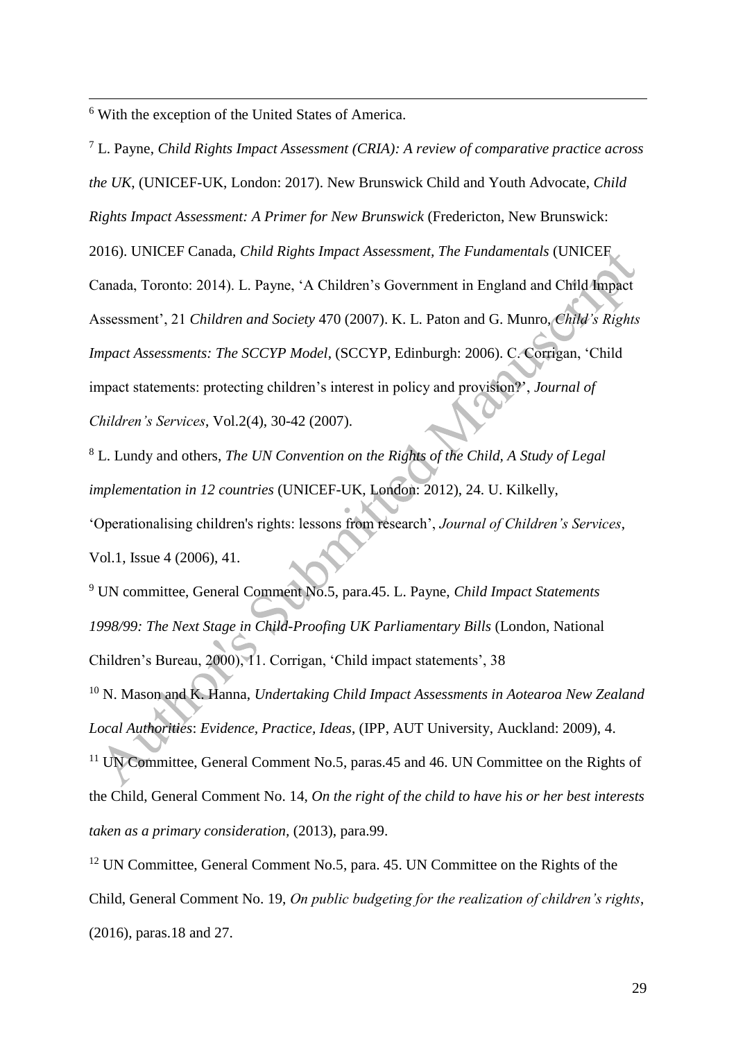[6] With the exception of the United States of America.

[7] L. Payne, *Child Rights Impact Assessment (CRIA): A review of comparative practice across the UK,* (UNICEF-UK, London: 2017). New Brunswick Child and Youth Advocate, *Child Rights Impact Assessment: A Primer for New Brunswick* (Fredericton, New Brunswick: 2016). UNICEF Canada, *Child Rights Impact Assessment, The Fundamentals* (UNICEF Canada, Toronto: 2014). L. Payne, 'A Children's Government in England and Child Impact Assessment', 21 *Children and Society* 470 (2007). K. L. Paton and G. Munro, *Child's Rights Impact Assessments: The SCCYP Model*, (SCCYP, Edinburgh: 2006). C. Corrigan, 'Child impact statements: protecting children's interest in policy and provision?', *Journal of Children's Services*, Vol.2(4), 30-42 (2007).

[8] L. Lundy and others, *The UN Convention on the Rights of the Child, A Study of Legal implementation in 12 countries* (UNICEF-UK, London: 2012), 24. U. Kilkelly, 'Operationalising children's rights: lessons from research', *Journal of Children's Services*, Vol.1, Issue 4 (2006), 41.

[9] UN committee, General Comment No.5, para.45. L. Payne, *Child Impact Statements 1998/99: The Next Stage in Child-Proofing UK Parliamentary Bills* (London, National Children's Bureau, 2000), 11. Corrigan, 'Child impact statements', 38

[10] N. Mason and K. Hanna, *Undertaking Child Impact Assessments in Aotearoa New Zealand Local Authorities*: *Evidence, Practice, Ideas*, (IPP, AUT University, Auckland: 2009), 4.

[11] UN Committee, General Comment No.5, paras.45 and 46. UN Committee on the Rights of the Child, General Comment No. 14, *On the right of the child to have his or her best interests taken as a primary consideration,* (2013), para.99.

[12] UN Committee, General Comment No.5, para. 45. UN Committee on the Rights of the Child, General Comment No. 19, *On public budgeting for the realization of children's rights*, (2016), paras.18 and 27.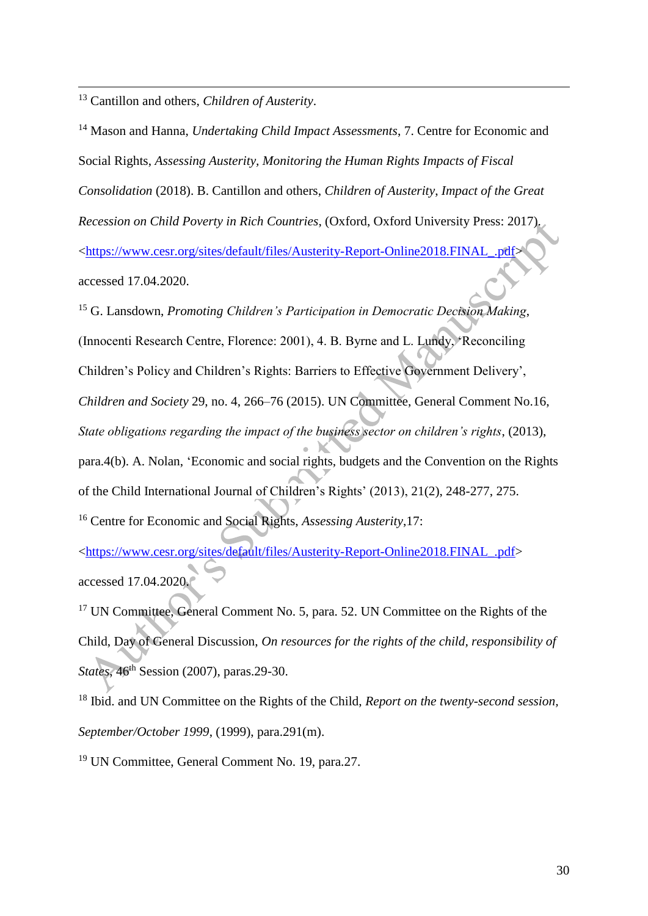[13] Cantillon and others, *Children of Austerity*.

[14] Mason and Hanna, *Undertaking Child Impact Assessments*, 7. Centre for Economic and Social Rights, *Assessing Austerity, Monitoring the Human Rights Impacts of Fiscal Consolidation* (2018). B. Cantillon and others, *Children of Austerity, Impact of the Great Recession on Child Poverty in Rich Countries*, (Oxford, Oxford University Press: 2017). <https://www.cesr.org/sites/default/files/Austerity-Report-Online2018.FINAL_.pdf> accessed 17.04.2020.

[15] G. Lansdown, *Promoting Children's Participation in Democratic Decision Making*, (Innocenti Research Centre, Florence: 2001), 4. B. Byrne and L. Lundy, 'Reconciling Children's Policy and Children's Rights: Barriers to Effective Government Delivery', *Children and Society* 29, no. 4, 266–76 (2015). UN Committee, General Comment No.16, *State obligations regarding the impact of the business sector on children's rights*, (2013), para.4(b). A. Nolan, 'Economic and social rights, budgets and the Convention on the Rights of the Child International Journal of Children's Rights' (2013), 21(2), 248-277, 275.

[16] Centre for Economic and Social Rights, *Assessing Austerity*,17: <https://www.cesr.org/sites/default/files/Austerity-Report-Online2018.FINAL_.pdf> accessed 17.04.2020.

[17] UN Committee, General Comment No. 5, para. 52. UN Committee on the Rights of the Child, Day of General Discussion, *On resources for the rights of the child, responsibility of States*, 46th Session (2007), paras.29-30.

[18] Ibid. and UN Committee on the Rights of the Child, *Report on the twenty-second session, September/October 1999*, (1999), para.291(m).

[19] UN Committee, General Comment No. 19, para.27.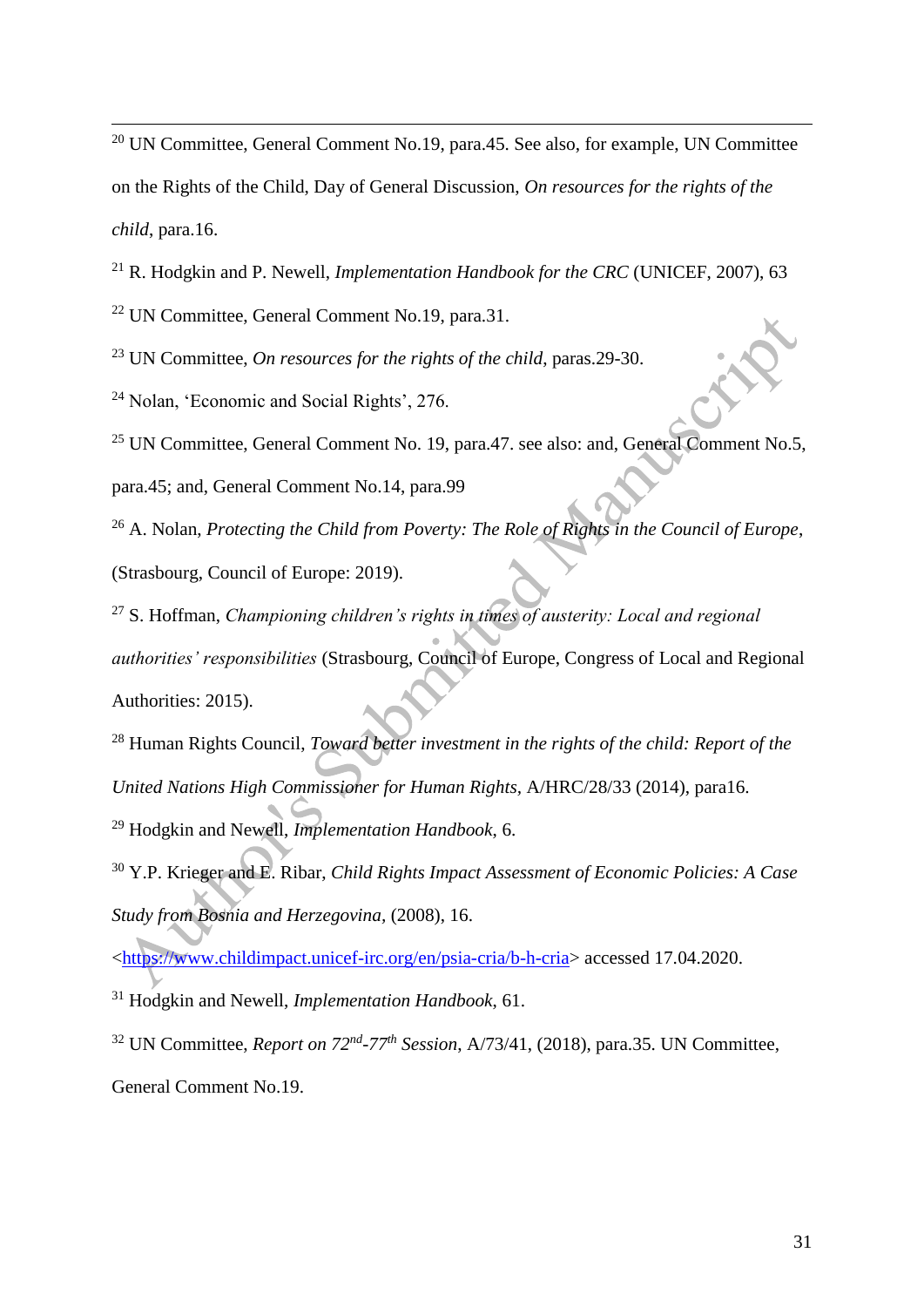[20] UN Committee, General Comment No.19, para.45. See also, for example, UN Committee on the Rights of the Child, Day of General Discussion, *On resources for the rights of the child*, para.16.

[21] R. Hodgkin and P. Newell, *Implementation Handbook for the CRC* (UNICEF, 2007), 63

[22] UN Committee, General Comment No.19, para.31.

[23] UN Committee, *On resources for the rights of the child*, paras.29-30.

[24] Nolan, 'Economic and Social Rights', 276.

[25] UN Committee, General Comment No. 19, para.47. see also: and, General Comment No.5, para.45; and, General Comment No.14, para.99

[26] A. Nolan, *Protecting the Child from Poverty: The Role of Rights in the Council of Europe*, (Strasbourg, Council of Europe: 2019).

[27] S. Hoffman, *Championing children's rights in times of austerity: Local and regional authorities' responsibilities* (Strasbourg, Council of Europe, Congress of Local and Regional Authorities: 2015).

[28] Human Rights Council, *Toward better investment in the rights of the child: Report of the United Nations High Commissioner for Human Rights*, A/HRC/28/33 (2014), para16.

[29] Hodgkin and Newell, *Implementation Handbook*, 6.

[30] Y.P. Krieger and E. Ribar, *Child Rights Impact Assessment of Economic Policies: A Case Study from Bosnia and Herzegovina*, (2008), 16.
<https://www.childimpact.unicef-irc.org/en/psia-cria/b-h-cria> accessed 17.04.2020.

[31] Hodgkin and Newell, *Implementation Handbook*, 61.

[32] UN Committee, *Report on 72nd-77th Session*, A/73/41, (2018), para.35. UN Committee, General Comment No.19.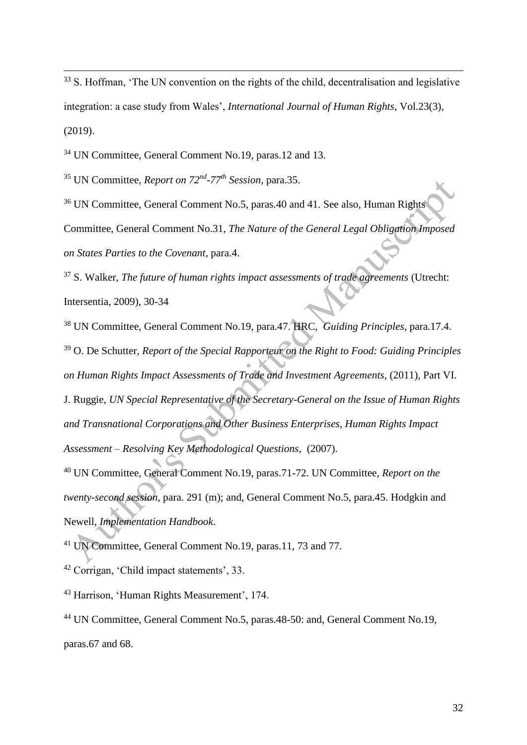[33] S. Hoffman, 'The UN convention on the rights of the child, decentralisation and legislative integration: a case study from Wales', *International Journal of Human Rights*, Vol.23(3), (2019).

[34] UN Committee, General Comment No.19, paras.12 and 13.

[35] UN Committee, *Report on 72nd-77th Session*, para.35.

[36] UN Committee, General Comment No.5, paras.40 and 41. See also, Human Rights Committee, General Comment No.31, *The Nature of the General Legal Obligation Imposed on States Parties to the Covenant*, para.4.

[37] S. Walker, *The future of human rights impact assessments of trade agreements* (Utrecht: Intersentia, 2009), 30-34

[38] UN Committee, General Comment No.19, para.47. HRC, *Guiding Principles*, para.17.4.

[39] O. De Schutter, *Report of the Special Rapporteur on the Right to Food: Guiding Principles on Human Rights Impact Assessments of Trade and Investment Agreements*, (2011), Part VI. J. Ruggie, *UN Special Representative of the Secretary-General on the Issue of Human Rights and Transnational Corporations and Other Business Enterprises, Human Rights Impact Assessment – Resolving Key Methodological Questions*, (2007).

[40] UN Committee, General Comment No.19, paras.71-72. UN Committee, *Report on the twenty-second session*, para. 291 (m); and, General Comment No.5, para.45. Hodgkin and Newell, *Implementation Handbook*.

[41] UN Committee, General Comment No.19, paras.11, 73 and 77.

[42] Corrigan, 'Child impact statements', 33.

[43] Harrison, 'Human Rights Measurement', 174.

[44] UN Committee, General Comment No.5, paras.48-50: and, General Comment No.19, paras.67 and 68.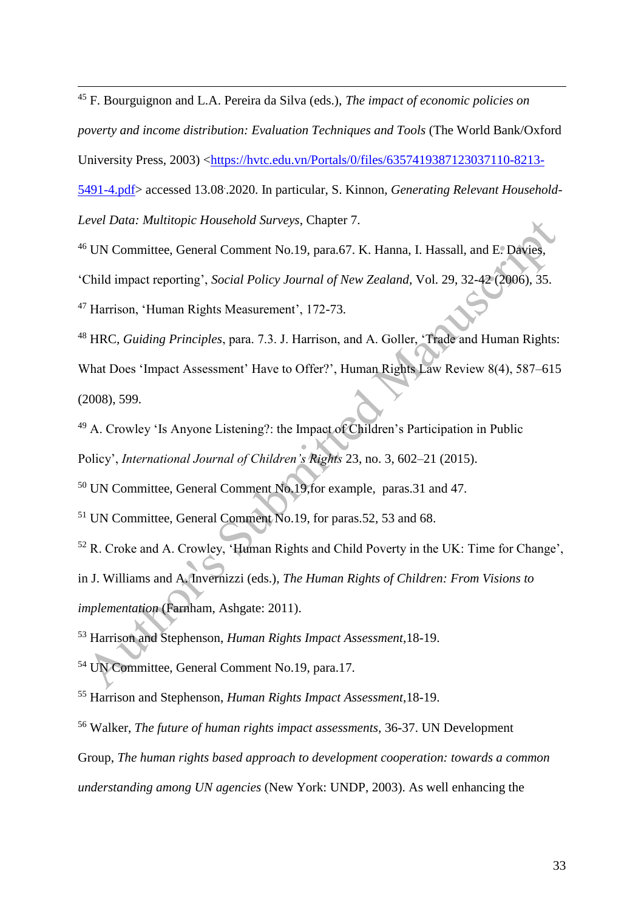[45] F. Bourguignon and L.A. Pereira da Silva (eds.), *The impact of economic policies on poverty and income distribution: Evaluation Techniques and Tools* (The World Bank/Oxford University Press, 2003) <https://hvtc.edu.vn/Portals/0/files/6357419387123037110-8213-5491-4.pdf> accessed 13.08..2020. In particular, S. Kinnon, *Generating Relevant Household-Level Data: Multitopic Household Surveys*, Chapter 7.

[46] UN Committee, General Comment No.19, para.67. K. Hanna, I. Hassall, and E. Davies, 'Child impact reporting', *Social Policy Journal of New Zealand*, Vol. 29, 32-42 (2006), 35.

[47] Harrison, 'Human Rights Measurement', 172-73.

[48] HRC, *Guiding Principles*, para. 7.3. J. Harrison, and A. Goller, 'Trade and Human Rights: What Does 'Impact Assessment' Have to Offer?', Human Rights Law Review 8(4), 587–615 (2008), 599.

[49] A. Crowley 'Is Anyone Listening?: the Impact of Children's Participation in Public Policy', *International Journal of Children's Rights* 23, no. 3, 602–21 (2015).

[50] UN Committee, General Comment No.19,for example, paras.31 and 47.

[51] UN Committee, General Comment No.19, for paras.52, 53 and 68.

[52] R. Croke and A. Crowley, 'Human Rights and Child Poverty in the UK: Time for Change', in J. Williams and A. Invernizzi (eds.), *The Human Rights of Children: From Visions to implementation* (Farnham, Ashgate: 2011).

[53] Harrison and Stephenson, *Human Rights Impact Assessment*,18-19.

[54] UN Committee, General Comment No.19, para.17.

[55] Harrison and Stephenson, *Human Rights Impact Assessment*,18-19.

[56] Walker, *The future of human rights impact assessments*, 36-37. UN Development Group, *The human rights based approach to development cooperation: towards a common understanding among UN agencies* (New York: UNDP, 2003). As well enhancing the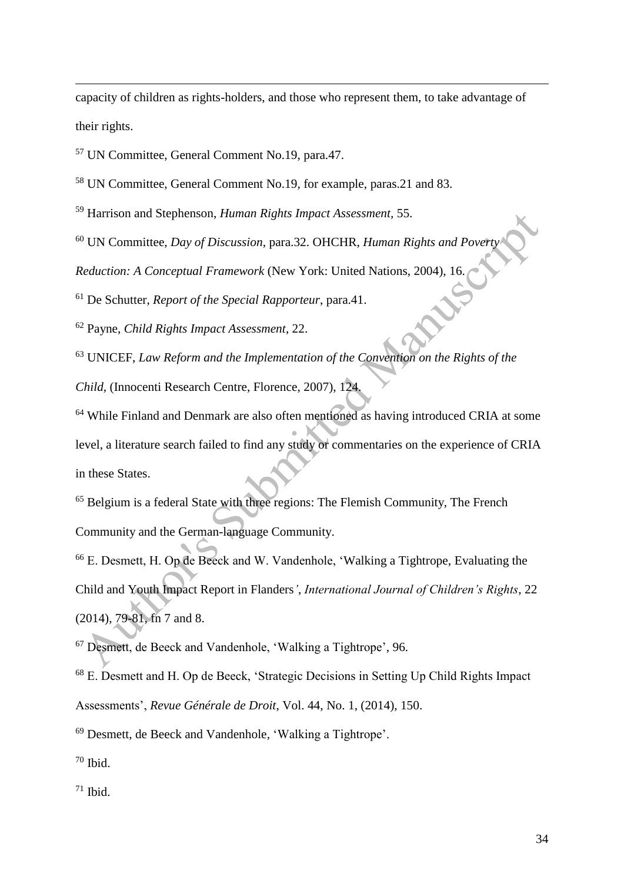capacity of children as rights-holders, and those who represent them, to take advantage of their rights.

[57] UN Committee, General Comment No.19, para.47.

[58] UN Committee, General Comment No.19, for example, paras.21 and 83.

[59] Harrison and Stephenson, *Human Rights Impact Assessment*, 55.

[60] UN Committee, *Day of Discussion*, para.32. OHCHR, *Human Rights and Poverty Reduction: A Conceptual Framework* (New York: United Nations, 2004), 16.

[61] De Schutter, *Report of the Special Rapporteur*, para.41.

[62] Payne, *Child Rights Impact Assessment*, 22.

[63] UNICEF, *Law Reform and the Implementation of the Convention on the Rights of the Child*, (Innocenti Research Centre, Florence, 2007), 124.

[64] While Finland and Denmark are also often mentioned as having introduced CRIA at some level, a literature search failed to find any study or commentaries on the experience of CRIA in these States.

[65] Belgium is a federal State with three regions: The Flemish Community, The French Community and the German-language Community.

[66] E. Desmett, H. Op de Beeck and W. Vandenhole, 'Walking a Tightrope, Evaluating the Child and Youth Impact Report in Flanders', *International Journal of Children's Rights*, 22 (2014), 79-81, fn 7 and 8.

[67] Desmett, de Beeck and Vandenhole, 'Walking a Tightrope', 96.

[68] E. Desmett and H. Op de Beeck, 'Strategic Decisions in Setting Up Child Rights Impact Assessments', *Revue Générale de Droit*, Vol. 44, No. 1, (2014), 150.

[69] Desmett, de Beeck and Vandenhole, 'Walking a Tightrope'.

[70] Ibid.

[71] Ibid.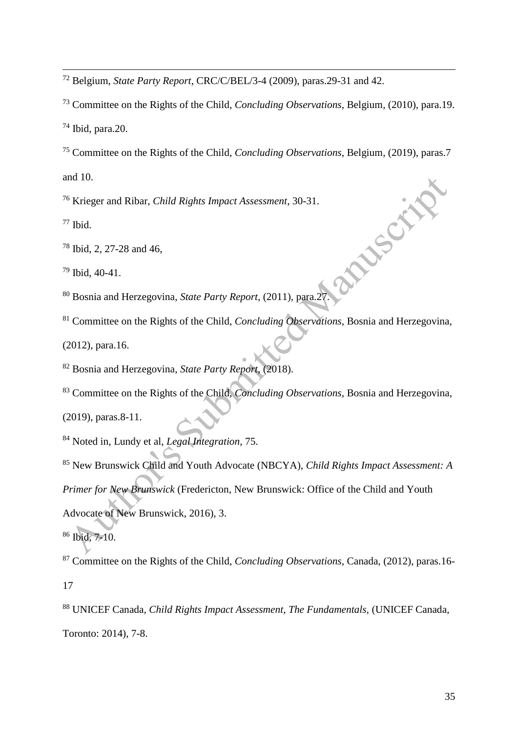[72] Belgium, *State Party Report*, CRC/C/BEL/3-4 (2009), paras.29-31 and 42.

[73] Committee on the Rights of the Child, *Concluding Observations*, Belgium, (2010), para.19.

[74] Ibid, para.20.

[75] Committee on the Rights of the Child, *Concluding Observations*, Belgium, (2019), paras.7 and 10.

[76] Krieger and Ribar, *Child Rights Impact Assessment*, 30-31.

[77] Ibid.

[78] Ibid, 2, 27-28 and 46,

[79] Ibid, 40-41.

[80] Bosnia and Herzegovina, *State Party Report*, (2011), para.27.

[81] Committee on the Rights of the Child, *Concluding Observations*, Bosnia and Herzegovina, (2012), para.16.

[82] Bosnia and Herzegovina, *State Party Report*, (2018).

[83] Committee on the Rights of the Child, *Concluding Observations*, Bosnia and Herzegovina, (2019), paras.8-11.

[84] Noted in, Lundy et al, *Legal Integration*, 75.

[85] New Brunswick Child and Youth Advocate (NBCYA), *Child Rights Impact Assessment: A Primer for New Brunswick* (Fredericton, New Brunswick: Office of the Child and Youth Advocate of New Brunswick, 2016), 3.

[86] Ibid, 7-10.

[87] Committee on the Rights of the Child, *Concluding Observations*, Canada, (2012), paras.16-17

[88] UNICEF Canada, *Child Rights Impact Assessment, The Fundamentals,* (UNICEF Canada, Toronto: 2014), 7-8.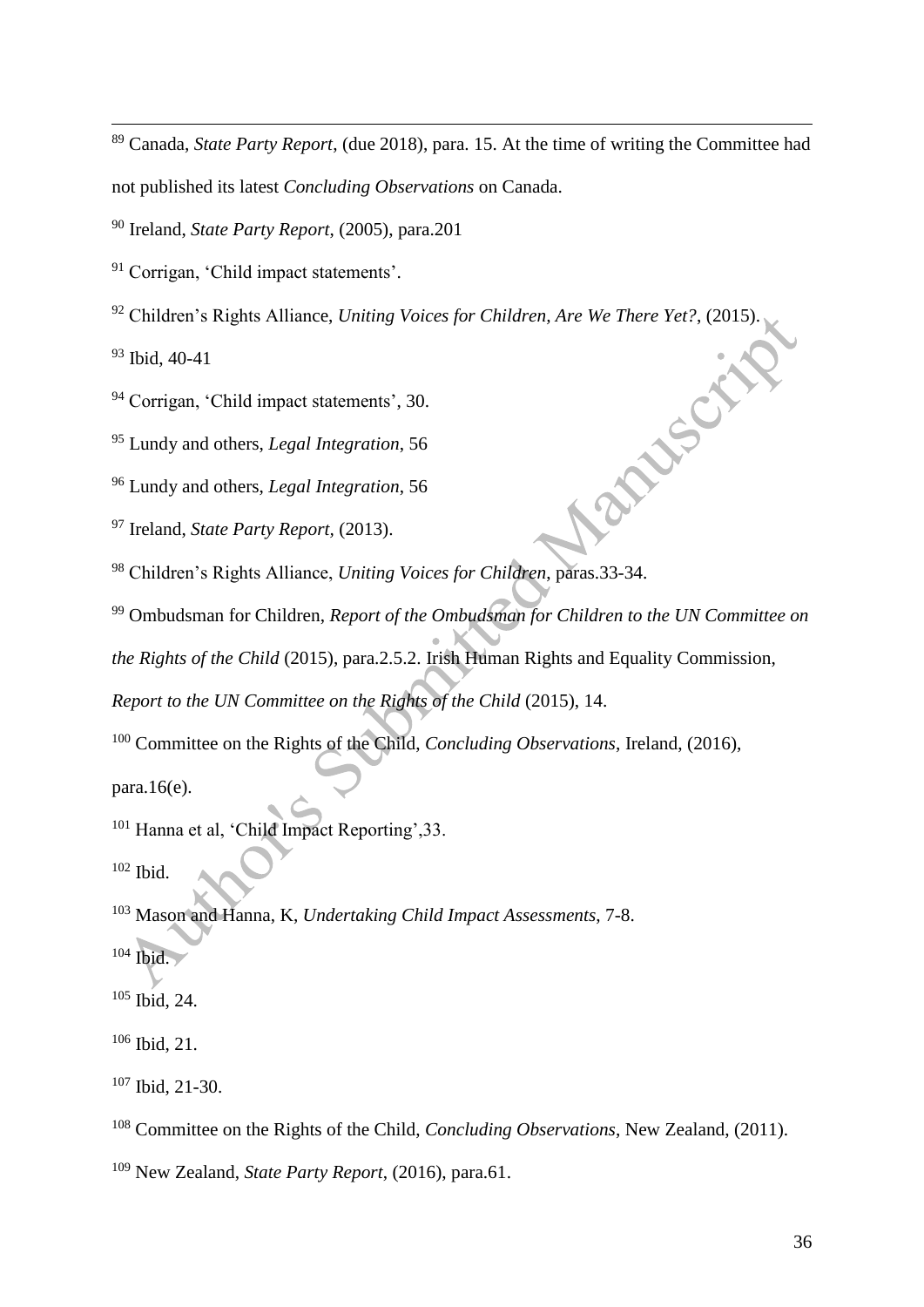[89] Canada, *State Party Report*, (due 2018), para. 15. At the time of writing the Committee had not published its latest *Concluding Observations* on Canada.

[90] Ireland, *State Party Report*, (2005), para.201

[91] Corrigan, 'Child impact statements'.

[92] Children's Rights Alliance, *Uniting Voices for Children, Are We There Yet?*, (2015).

[93] Ibid, 40-41

[94] Corrigan, 'Child impact statements', 30.

[95] Lundy and others, *Legal Integration*, 56

[96] Lundy and others, *Legal Integration*, 56

[97] Ireland, *State Party Report*, (2013).

[98] Children's Rights Alliance, *Uniting Voices for Children*, paras.33-34.

[99] Ombudsman for Children, *Report of the Ombudsman for Children to the UN Committee on the Rights of the Child* (2015), para.2.5.2. Irish Human Rights and Equality Commission, *Report to the UN Committee on the Rights of the Child* (2015), 14.

[100] Committee on the Rights of the Child, *Concluding Observations*, Ireland, (2016), para.16(e).

[101] Hanna et al, 'Child Impact Reporting',33.

[102] Ibid.

[103] Mason and Hanna, K, *Undertaking Child Impact Assessments*, 7-8.

[104] Ibid.

[105] Ibid, 24.

[106] Ibid, 21.

[107] Ibid, 21-30.

[108] Committee on the Rights of the Child, *Concluding Observations*, New Zealand, (2011).

[109] New Zealand, *State Party Report*, (2016), para.61.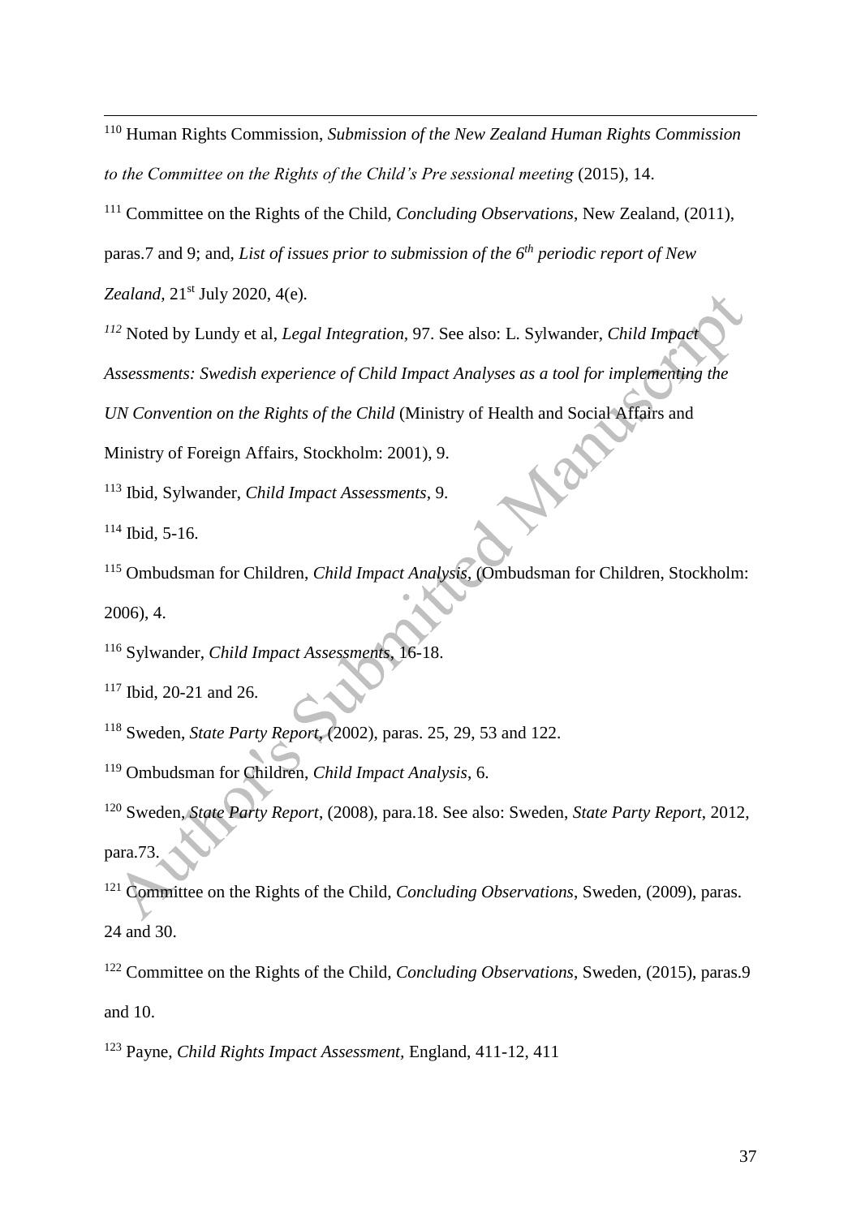[110] Human Rights Commission, *Submission of the New Zealand Human Rights Commission to the Committee on the Rights of the Child's Pre sessional meeting* (2015), 14.

[111] Committee on the Rights of the Child, *Concluding Observations*, New Zealand, (2011), paras.7 and 9; and, *List of issues prior to submission of the 6th periodic report of New Zealand*, 21st July 2020, 4(e).

[112] Noted by Lundy et al, *Legal Integration*, 97. See also: L. Sylwander, *Child Impact Assessments: Swedish experience of Child Impact Analyses as a tool for implementing the UN Convention on the Rights of the Child* (Ministry of Health and Social Affairs and Ministry of Foreign Affairs, Stockholm: 2001), 9.

[113] Ibid, Sylwander, *Child Impact Assessments*, 9.

[114] Ibid, 5-16.

[115] Ombudsman for Children, *Child Impact Analysis*, (Ombudsman for Children, Stockholm: 2006), 4.

[116] Sylwander, *Child Impact Assessments*, 16-18.

[117] Ibid, 20-21 and 26.

[118] Sweden, *State Party Report*, (2002), paras. 25, 29, 53 and 122.

[119] Ombudsman for Children, *Child Impact Analysis*, 6.

[120] Sweden, *State Party Report*, (2008), para.18. See also: Sweden, *State Party Report*, 2012, para.73.

[121] Committee on the Rights of the Child, *Concluding Observations*, Sweden, (2009), paras. 24 and 30.

[122] Committee on the Rights of the Child, *Concluding Observations*, Sweden, (2015), paras.9 and 10.

[123] Payne, *Child Rights Impact Assessment*, England, 411-12, 411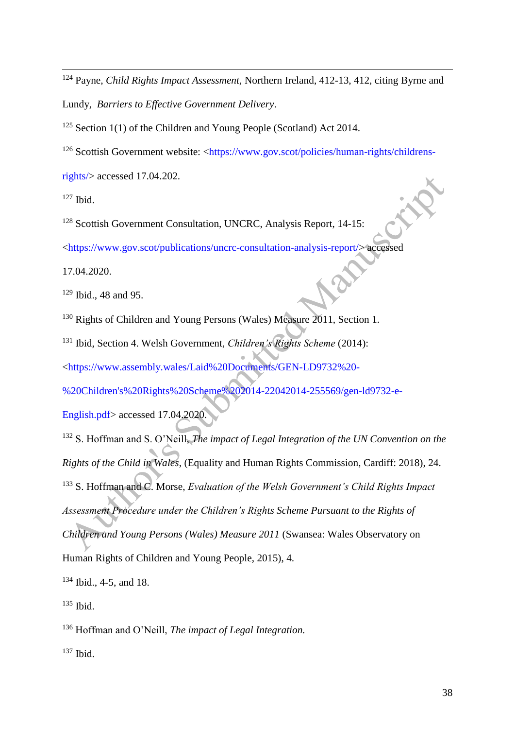[124] Payne, *Child Rights Impact Assessment*, Northern Ireland, 412-13, 412, citing Byrne and Lundy, *Barriers to Effective Government Delivery*.

[125] Section 1(1) of the Children and Young People (Scotland) Act 2014.

[126] Scottish Government website: <https://www.gov.scot/policies/human-rights/childrens-rights/> accessed 17.04.202.

[127] Ibid.

[128] Scottish Government Consultation, UNCRC, Analysis Report, 14-15: <https://www.gov.scot/publications/uncrc-consultation-analysis-report/> accessed 17.04.2020.

[129] Ibid., 48 and 95.

[130] Rights of Children and Young Persons (Wales) Measure 2011, Section 1.

[131] Ibid, Section 4. Welsh Government, *Children's Rights Scheme* (2014): <https://www.assembly.wales/Laid%20Documents/GEN-LD9732%20-%20Children's%20Rights%20Scheme%202014-22042014-255569/gen-ld9732-e-English.pdf> accessed 17.04.2020.

[132] S. Hoffman and S. O'Neill, *The impact of Legal Integration of the UN Convention on the Rights of the Child in Wales*, (Equality and Human Rights Commission, Cardiff: 2018), 24.

[133] S. Hoffman and C. Morse, *Evaluation of the Welsh Government's Child Rights Impact Assessment Procedure under the Children's Rights Scheme Pursuant to the Rights of Children and Young Persons (Wales) Measure 2011* (Swansea: Wales Observatory on Human Rights of Children and Young People, 2015), 4.

[134] Ibid., 4-5, and 18.

[135] Ibid.

[136] Hoffman and O'Neill, *The impact of Legal Integration.*

[137] Ibid.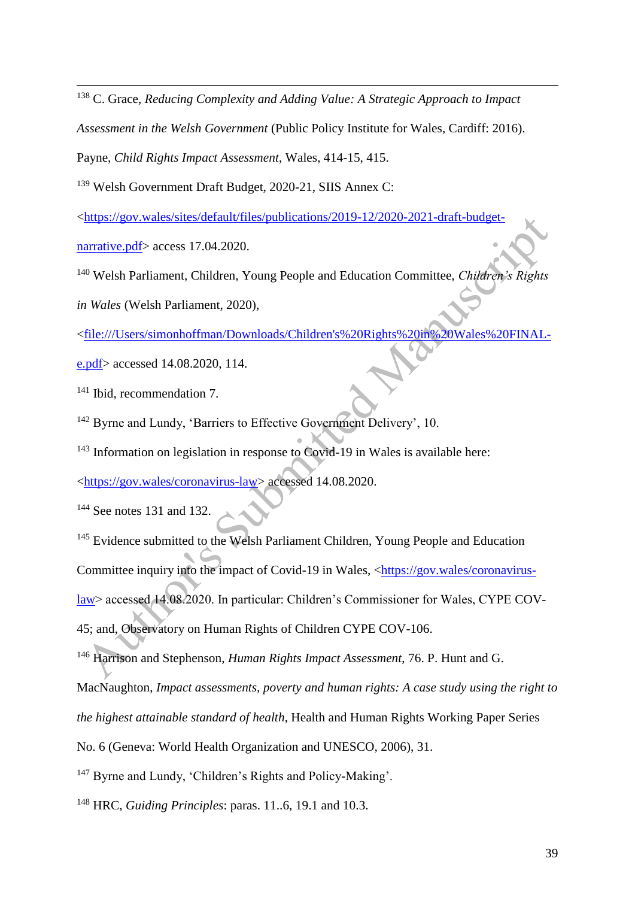[138] C. Grace, *Reducing Complexity and Adding Value: A Strategic Approach to Impact Assessment in the Welsh Government* (Public Policy Institute for Wales, Cardiff: 2016). Payne, *Child Rights Impact Assessment*, Wales, 414-15, 415.

[139] Welsh Government Draft Budget, 2020-21, SIIS Annex C: <https://gov.wales/sites/default/files/publications/2019-12/2020-2021-draft-budget-narrative.pdf> access 17.04.2020.

[140] Welsh Parliament, Children, Young People and Education Committee, *Children's Rights in Wales* (Welsh Parliament, 2020), <file:///Users/simonhoffman/Downloads/Children's%20Rights%20in%20Wales%20FINAL-e.pdf> accessed 14.08.2020, 114.

[141] Ibid, recommendation 7.

[142] Byrne and Lundy, 'Barriers to Effective Government Delivery', 10.

[143] Information on legislation in response to Covid-19 in Wales is available here: <https://gov.wales/coronavirus-law> accessed 14.08.2020.

[144] See notes 131 and 132.

[145] Evidence submitted to the Welsh Parliament Children, Young People and Education Committee inquiry into the impact of Covid-19 in Wales, <https://gov.wales/coronavirus-law> accessed 14.08.2020. In particular: Children's Commissioner for Wales, CYPE COV-45; and, Observatory on Human Rights of Children CYPE COV-106.

[146] Harrison and Stephenson, *Human Rights Impact Assessment*, 76. P. Hunt and G. MacNaughton, *Impact assessments, poverty and human rights: A case study using the right to the highest attainable standard of health*, Health and Human Rights Working Paper Series No. 6 (Geneva: World Health Organization and UNESCO, 2006), 31.

[147] Byrne and Lundy, 'Children's Rights and Policy-Making'.

[148] HRC, *Guiding Principles*: paras. 11..6, 19.1 and 10.3.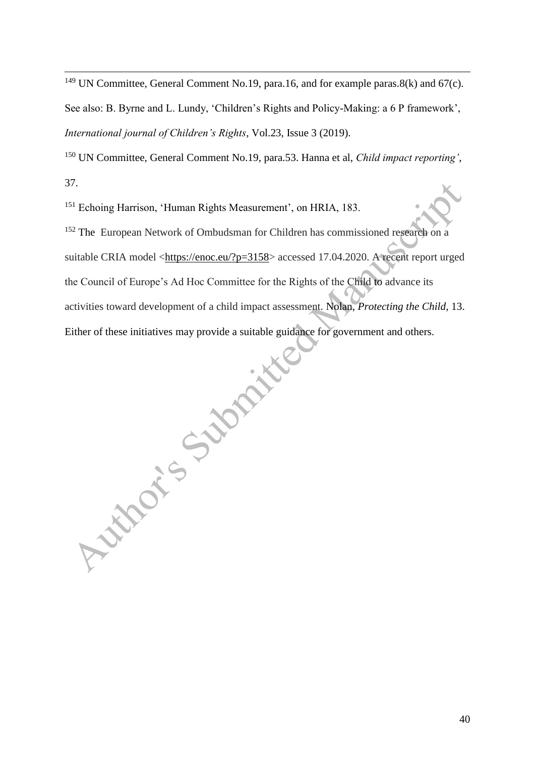[149] UN Committee, General Comment No.19, para.16, and for example paras.8(k) and 67(c). See also: B. Byrne and L. Lundy, 'Children's Rights and Policy-Making: a 6 P framework', *International journal of Children's Rights*, Vol.23, Issue 3 (2019).

[150] UN Committee, General Comment No.19, para.53. Hanna et al, *Child impact reporting'*, 37.

[151] Echoing Harrison, 'Human Rights Measurement', on HRIA, 183.

[152] The European Network of Ombudsman for Children has commissioned research on a suitable CRIA model <https://enoc.eu/?p=3158> accessed 17.04.2020. A recent report urged the Council of Europe's Ad Hoc Committee for the Rights of the Child to advance its activities toward development of a child impact assessment. Nolan, *Protecting the Child*, 13. Either of these initiatives may provide a suitable guidance for government and others.